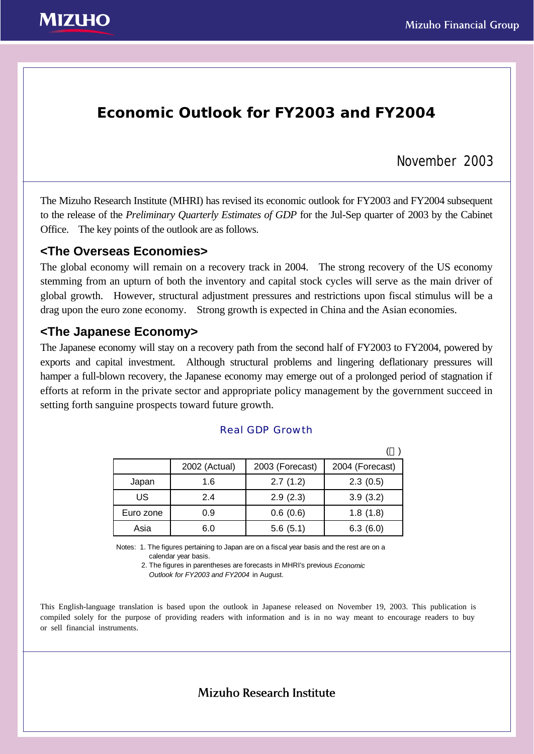# Economic Outlook for FY2003 and FY2004

November 2003

The Mizuho Research Institute (MHRI) has revised its economic outlook for FY2003 and FY2004 subsequent to the release of the *Preliminary Quarterly Estimates of GDP* for the Jul-Sep quarter of 2003 by the Cabinet Office. The key points of the outlook are as follows.

## <The Overseas Economies>

The global economy will remain on a recovery track in 2004. The strong recovery of the US economy stemming from an upturn of both the inventory and capital stock cycles will serve as the main driver of global growth. However, structural adjustment pressures and restrictions upon fiscal stimulus will be a drag upon the euro zone economy. Strong growth is expected in China and the Asian economies.

## <The Japanese Economy>

The Japanese economy will stay on a recovery path from the second half of FY2003 to FY2004, powered by exports and capital investment. Although structural problems and lingering deflationary pressures will hamper a full-blown recovery, the Japanese economy may emerge out of a prolonged period of stagnation if efforts at reform in the private sector and appropriate policy management by the government succeed in setting forth sanguine prospects toward future growth.

### Real GDP Growth

(％)

| | 2002 (Actual) | 2003 (Forecast) | 2004 (Forecast) |
|---|---|---|---|
| Japan | 1.6 | 2.7 (1.2) | 2.3 (0.5) |
| US | 2.4 | 2.9 (2.3) | 3.9 (3.2) |
| Euro zone | 0.9 | 0.6 (0.6) | 1.8 (1.8) |
| Asia | 6.0 | 5.6 (5.1) | 6.3 (6.0) |

Notes: 1. The figures pertaining to Japan are on a fiscal year basis and the rest are on a calendar year basis.
2. The figures in parentheses are forecasts in MHRI's previous *Economic Outlook for FY2003 and FY2004* in August.

This English-language translation is based upon the outlook in Japanese released on November 19, 2003. This publication is compiled solely for the purpose of providing readers with information and is in no way meant to encourage readers to buy or sell financial instruments.

Mizuho Research Institute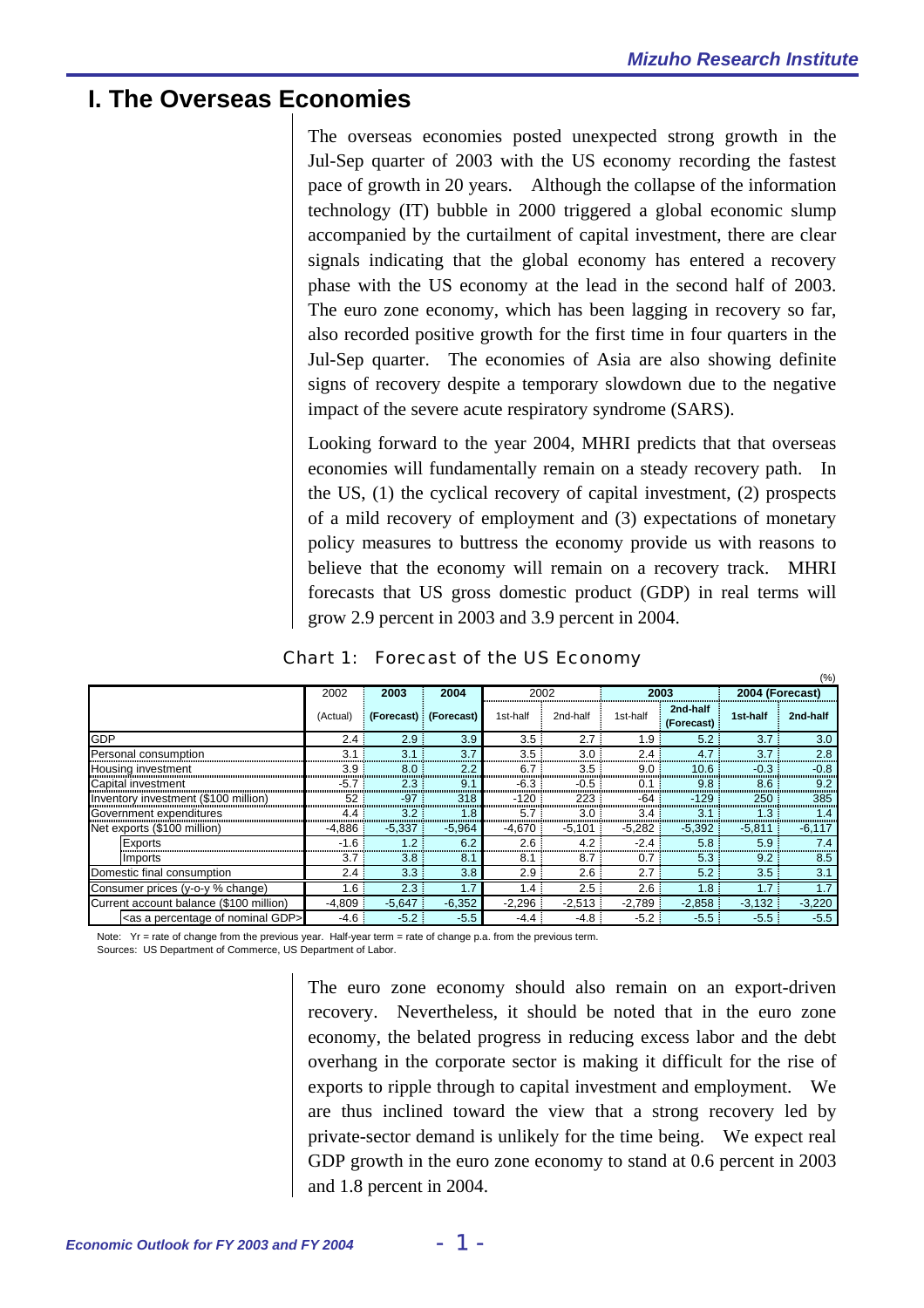# I. The Overseas Economies

The overseas economies posted unexpected strong growth in the Jul-Sep quarter of 2003 with the US economy recording the fastest pace of growth in 20 years. Although the collapse of the information technology (IT) bubble in 2000 triggered a global economic slump accompanied by the curtailment of capital investment, there are clear signals indicating that the global economy has entered a recovery phase with the US economy at the lead in the second half of 2003. The euro zone economy, which has been lagging in recovery so far, also recorded positive growth for the first time in four quarters in the Jul-Sep quarter. The economies of Asia are also showing definite signs of recovery despite a temporary slowdown due to the negative impact of the severe acute respiratory syndrome (SARS).

Looking forward to the year 2004, MHRI predicts that that overseas economies will fundamentally remain on a steady recovery path. In the US, (1) the cyclical recovery of capital investment, (2) prospects of a mild recovery of employment and (3) expectations of monetary policy measures to buttress the economy provide us with reasons to believe that the economy will remain on a recovery track. MHRI forecasts that US gross domestic product (GDP) in real terms will grow 2.9 percent in 2003 and 3.9 percent in 2004.

Chart 1: Forecast of the US Economy

(%)

| | 2002 | 2003 | 2004 | 2002 | | 2003 | | 2004 (Forecast) | |
|---|---|---|---|---|---|---|---|---|---|
| | (Actual) | (Forecast) | (Forecast) | 1st-half | 2nd-half | 1st-half | 2nd-half (Forecast) | 1st-half | 2nd-half |
| GDP | 2.4 | 2.9 | 3.9 | 3.5 | 2.7 | 1.9 | 5.2 | 3.7 | 3.0 |
| Personal consumption | 3.1 | 3.1 | 3.7 | 3.5 | 3.0 | 2.4 | 4.7 | 3.7 | 2.8 |
| Housing investment | 3.9 | 8.0 | 2.2 | 6.7 | 3.5 | 9.0 | 10.6 | -0.3 | -0.8 |
| Capital investment | -5.7 | 2.3 | 9.1 | -6.3 | -0.5 | 0.1 | 9.8 | 8.6 | 9.2 |
| Inventory investment ($100 million) | 52 | -97 | 318 | -120 | 223 | -64 | -129 | 250 | 385 |
| Government expenditures | 4.4 | 3.2 | 1.8 | 5.7 | 3.0 | 3.4 | 3.1 | 1.3 | 1.4 |
| Net exports ($100 million) | -4,886 | -5,337 | -5,964 | -4,670 | -5,101 | -5,282 | -5,392 | -5,811 | -6,117 |
| Exports | -1.6 | 1.2 | 6.2 | 2.6 | 4.2 | -2.4 | 5.8 | 5.9 | 7.4 |
| Imports | 3.7 | 3.8 | 8.1 | 8.1 | 8.7 | 0.7 | 5.3 | 9.2 | 8.5 |
| Domestic final consumption | 2.4 | 3.3 | 3.8 | 2.9 | 2.6 | 2.7 | 5.2 | 3.5 | 3.1 |
| Consumer prices (y-o-y % change) | 1.6 | 2.3 | 1.7 | 1.4 | 2.5 | 2.6 | 1.8 | 1.7 | 1.7 |
| Current account balance ($100 million) | -4,809 | -5,647 | -6,352 | -2,296 | -2,513 | -2,789 | -2,858 | -3,132 | -3,220 |
| <as a percentage of nominal GDP> | -4.6 | -5.2 | -5.5 | -4.4 | -4.8 | -5.2 | -5.5 | -5.5 | -5.5 |

Note: Yr = rate of change from the previous year. Half-year term = rate of change p.a. from the previous term.
Sources: US Department of Commerce, US Department of Labor.

The euro zone economy should also remain on an export-driven recovery. Nevertheless, it should be noted that in the euro zone economy, the belated progress in reducing excess labor and the debt overhang in the corporate sector is making it difficult for the rise of exports to ripple through to capital investment and employment. We are thus inclined toward the view that a strong recovery led by private-sector demand is unlikely for the time being. We expect real GDP growth in the euro zone economy to stand at 0.6 percent in 2003 and 1.8 percent in 2004.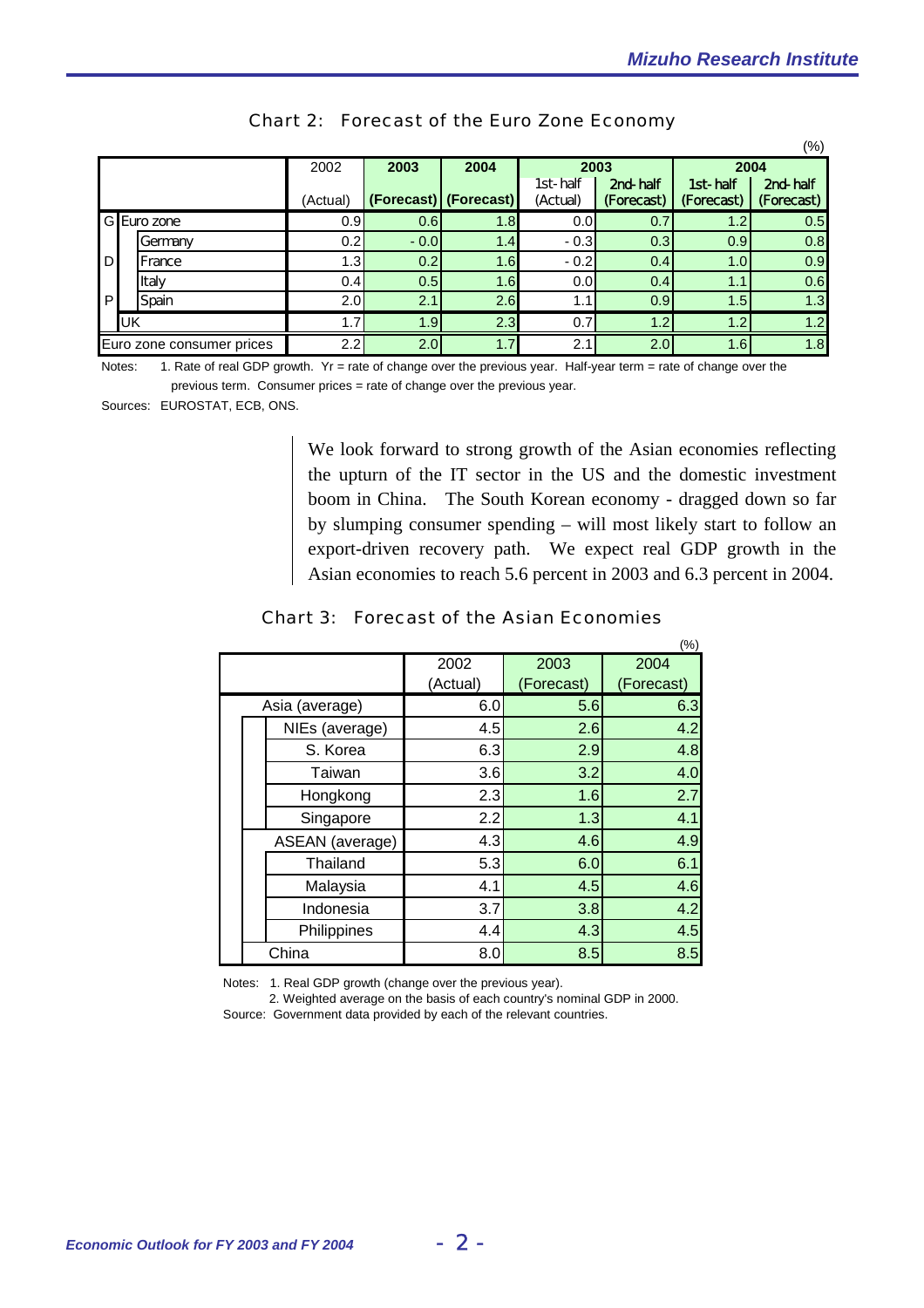Chart 2: Forecast of the Euro Zone Economy

(%)

| | | 2002 | 2003 | 2004 | 2003 | | 2004 | |
|---|---|---|---|---|---|---|---|---|
| | | (Actual) | (Forecast) | (Forecast) | 1st-half (Actual) | 2nd-half (Forecast) | 1st-half (Forecast) | 2nd-half (Forecast) |
| GDP | Euro zone | 0.9 | 0.6 | 1.8 | 0.0 | 0.7 | 1.2 | 0.5 |
| | Germany | 0.2 | -0.0 | 1.4 | -0.3 | 0.3 | 0.9 | 0.8 |
| | France | 1.3 | 0.2 | 1.6 | -0.2 | 0.4 | 1.0 | 0.9 |
| | Italy | 0.4 | 0.5 | 1.6 | 0.0 | 0.4 | 1.1 | 0.6 |
| | Spain | 2.0 | 2.1 | 2.6 | 1.1 | 0.9 | 1.5 | 1.3 |
| | UK | 1.7 | 1.9 | 2.3 | 0.7 | 1.2 | 1.2 | 1.2 |
| Euro zone consumer prices | | 2.2 | 2.0 | 1.7 | 2.1 | 2.0 | 1.6 | 1.8 |

Notes: 1. Rate of real GDP growth. Yr = rate of change over the previous year. Half-year term = rate of change over the previous term. Consumer prices = rate of change over the previous year.

Sources: EUROSTAT, ECB, ONS.

We look forward to strong growth of the Asian economies reflecting the upturn of the IT sector in the US and the domestic investment boom in China. The South Korean economy - dragged down so far by slumping consumer spending – will most likely start to follow an export-driven recovery path. We expect real GDP growth in the Asian economies to reach 5.6 percent in 2003 and 6.3 percent in 2004.

Chart 3: Forecast of the Asian Economies

(%)

| | 2002 (Actual) | 2003 (Forecast) | 2004 (Forecast) |
|---|---|---|---|
| Asia (average) | 6.0 | 5.6 | 6.3 |
| NIEs (average) | 4.5 | 2.6 | 4.2 |
| S. Korea | 6.3 | 2.9 | 4.8 |
| Taiwan | 3.6 | 3.2 | 4.0 |
| Hongkong | 2.3 | 1.6 | 2.7 |
| Singapore | 2.2 | 1.3 | 4.1 |
| ASEAN (average) | 4.3 | 4.6 | 4.9 |
| Thailand | 5.3 | 6.0 | 6.1 |
| Malaysia | 4.1 | 4.5 | 4.6 |
| Indonesia | 3.7 | 3.8 | 4.2 |
| Philippines | 4.4 | 4.3 | 4.5 |
| China | 8.0 | 8.5 | 8.5 |

Notes: 1. Real GDP growth (change over the previous year).
2. Weighted average on the basis of each country's nominal GDP in 2000.

Source: Government data provided by each of the relevant countries.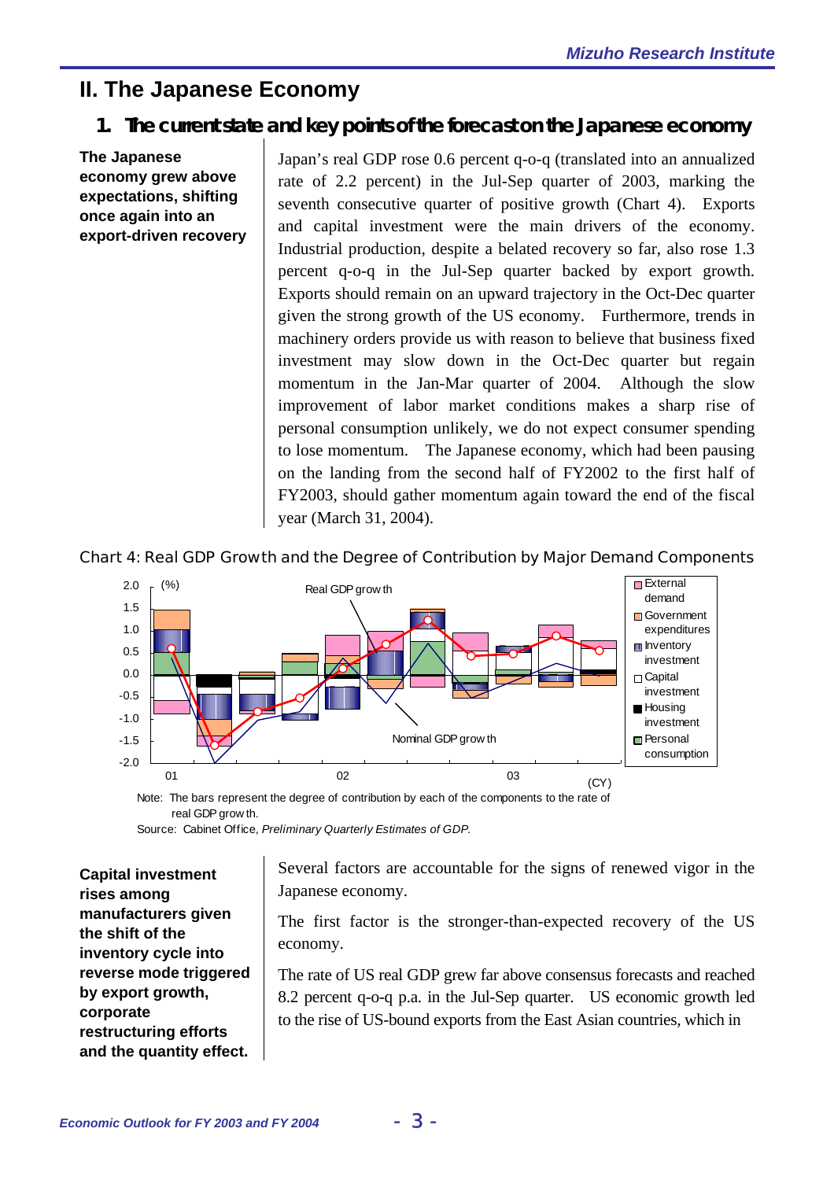# II. The Japanese Economy

## 1. The current state and key points of the forecast on the Japanese economy

**The Japanese economy grew above expectations, shifting once again into an export-driven recovery**

Japan's real GDP rose 0.6 percent q-o-q (translated into an annualized rate of 2.2 percent) in the Jul-Sep quarter of 2003, marking the seventh consecutive quarter of positive growth (Chart 4). Exports and capital investment were the main drivers of the economy. Industrial production, despite a belated recovery so far, also rose 1.3 percent q-o-q in the Jul-Sep quarter backed by export growth. Exports should remain on an upward trajectory in the Oct-Dec quarter given the strong growth of the US economy. Furthermore, trends in machinery orders provide us with reason to believe that business fixed investment may slow down in the Oct-Dec quarter but regain momentum in the Jan-Mar quarter of 2004. Although the slow improvement of labor market conditions makes a sharp rise of personal consumption unlikely, we do not expect consumer spending to lose momentum. The Japanese economy, which had been pausing on the landing from the second half of FY2002 to the first half of FY2003, should gather momentum again toward the end of the fiscal year (March 31, 2004).

Chart 4: Real GDP Growth and the Degree of Contribution by Major Demand Components

Note: The bars represent the degree of contribution by each of the components to the rate of real GDP growth.

Source: Cabinet Office, *Preliminary Quarterly Estimates of GDP.*

**Capital investment rises among manufacturers given the shift of the inventory cycle into reverse mode triggered by export growth, corporate restructuring efforts and the quantity effect.**

Several factors are accountable for the signs of renewed vigor in the Japanese economy.

The first factor is the stronger-than-expected recovery of the US economy.

The rate of US real GDP grew far above consensus forecasts and reached 8.2 percent q-o-q p.a. in the Jul-Sep quarter. US economic growth led to the rise of US-bound exports from the East Asian countries, which in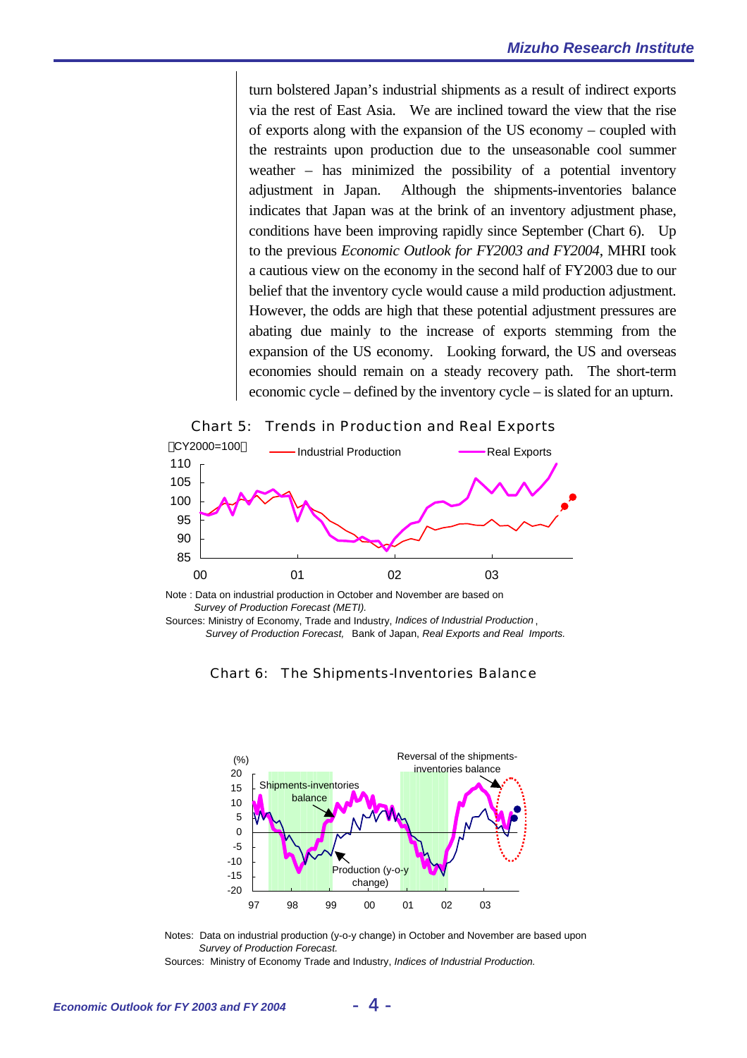turn bolstered Japan's industrial shipments as a result of indirect exports via the rest of East Asia. We are inclined toward the view that the rise of exports along with the expansion of the US economy – coupled with the restraints upon production due to the unseasonable cool summer weather – has minimized the possibility of a potential inventory adjustment in Japan. Although the shipments-inventories balance indicates that Japan was at the brink of an inventory adjustment phase, conditions have been improving rapidly since September (Chart 6). Up to the previous *Economic Outlook for FY2003 and FY2004*, MHRI took a cautious view on the economy in the second half of FY2003 due to our belief that the inventory cycle would cause a mild production adjustment. However, the odds are high that these potential adjustment pressures are abating due mainly to the increase of exports stemming from the expansion of the US economy. Looking forward, the US and overseas economies should remain on a steady recovery path. The short-term economic cycle – defined by the inventory cycle – is slated for an upturn.

Chart 5: Trends in Production and Real Exports

Note : Data on industrial production in October and November are based on *Survey of Production Forecast (METI).*

Sources: Ministry of Economy, Trade and Industry, *Indices of Industrial Production*, *Survey of Production Forecast,* Bank of Japan, *Real Exports and Real Imports.*

Chart 6: The Shipments-Inventories Balance

Notes: Data on industrial production (y-o-y change) in October and November are based upon *Survey of Production Forecast.*

Sources: Ministry of Economy Trade and Industry, *Indices of Industrial Production.*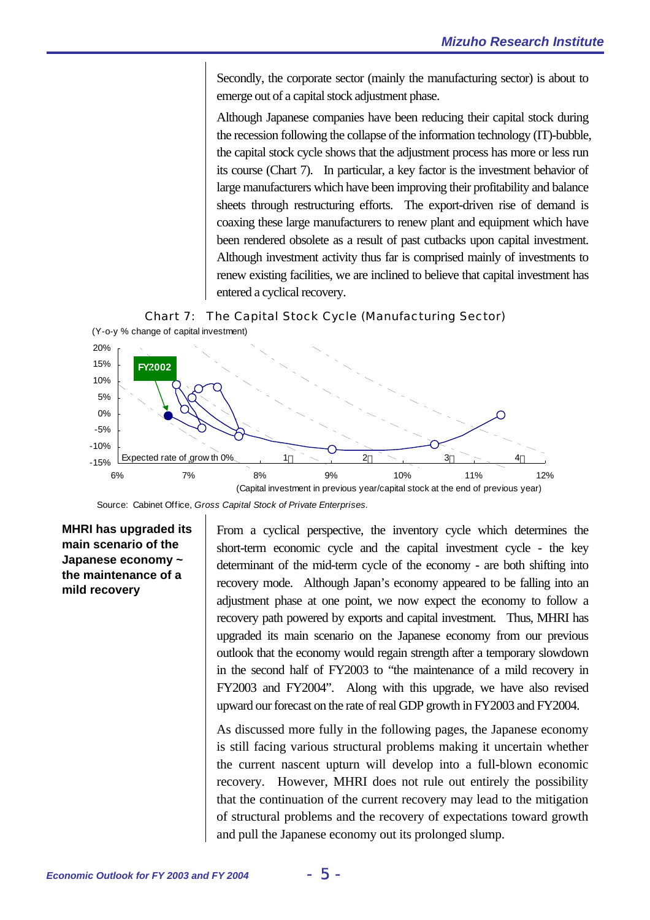Secondly, the corporate sector (mainly the manufacturing sector) is about to emerge out of a capital stock adjustment phase.

Although Japanese companies have been reducing their capital stock during the recession following the collapse of the information technology (IT)-bubble, the capital stock cycle shows that the adjustment process has more or less run its course (Chart 7). In particular, a key factor is the investment behavior of large manufacturers which have been improving their profitability and balance sheets through restructuring efforts. The export-driven rise of demand is coaxing these large manufacturers to renew plant and equipment which have been rendered obsolete as a result of past cutbacks upon capital investment. Although investment activity thus far is comprised mainly of investments to renew existing facilities, we are inclined to believe that capital investment has entered a cyclical recovery.

Chart 7: The Capital Stock Cycle (Manufacturing Sector)

(Y-o-y % change of capital investment)

FY2002

Expected rate of growth 0%　1%　2%　3%　4%

(Capital investment in previous year/capital stock at the end of previous year)

Source: Cabinet Office, *Gross Capital Stock of Private Enterprises*.

**MHRI has upgraded its main scenario of the Japanese economy ~ the maintenance of a mild recovery**

From a cyclical perspective, the inventory cycle which determines the short-term economic cycle and the capital investment cycle - the key determinant of the mid-term cycle of the economy - are both shifting into recovery mode. Although Japan's economy appeared to be falling into an adjustment phase at one point, we now expect the economy to follow a recovery path powered by exports and capital investment. Thus, MHRI has upgraded its main scenario on the Japanese economy from our previous outlook that the economy would regain strength after a temporary slowdown in the second half of FY2003 to "the maintenance of a mild recovery in FY2003 and FY2004". Along with this upgrade, we have also revised upward our forecast on the rate of real GDP growth in FY2003 and FY2004.

As discussed more fully in the following pages, the Japanese economy is still facing various structural problems making it uncertain whether the current nascent upturn will develop into a full-blown economic recovery. However, MHRI does not rule out entirely the possibility that the continuation of the current recovery may lead to the mitigation of structural problems and the recovery of expectations toward growth and pull the Japanese economy out its prolonged slump.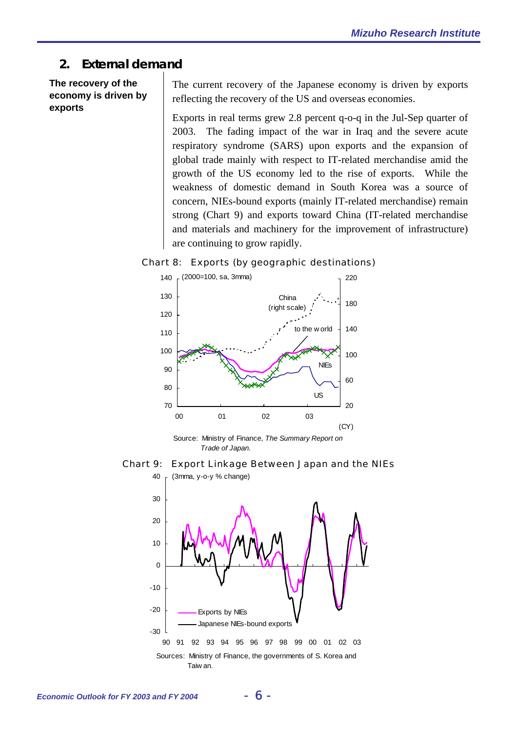## 2. External demand

**The recovery of the economy is driven by exports**

The current recovery of the Japanese economy is driven by exports reflecting the recovery of the US and overseas economies.

Exports in real terms grew 2.8 percent q-o-q in the Jul-Sep quarter of 2003. The fading impact of the war in Iraq and the severe acute respiratory syndrome (SARS) upon exports and the expansion of global trade mainly with respect to IT-related merchandise amid the growth of the US economy led to the rise of exports. While the weakness of domestic demand in South Korea was a source of concern, NIEs-bound exports (mainly IT-related merchandise) remain strong (Chart 9) and exports toward China (IT-related merchandise and materials and machinery for the improvement of infrastructure) are continuing to grow rapidly.

Chart 8: Exports (by geographic destinations)

(2000=100, sa, 3mma)

Source: Ministry of Finance, *The Summary Report on Trade of Japan.*

Chart 9: Export Linkage Between Japan and the NIEs

(3mma, y-o-y % change)

Sources: Ministry of Finance, the governments of S. Korea and Taiwan.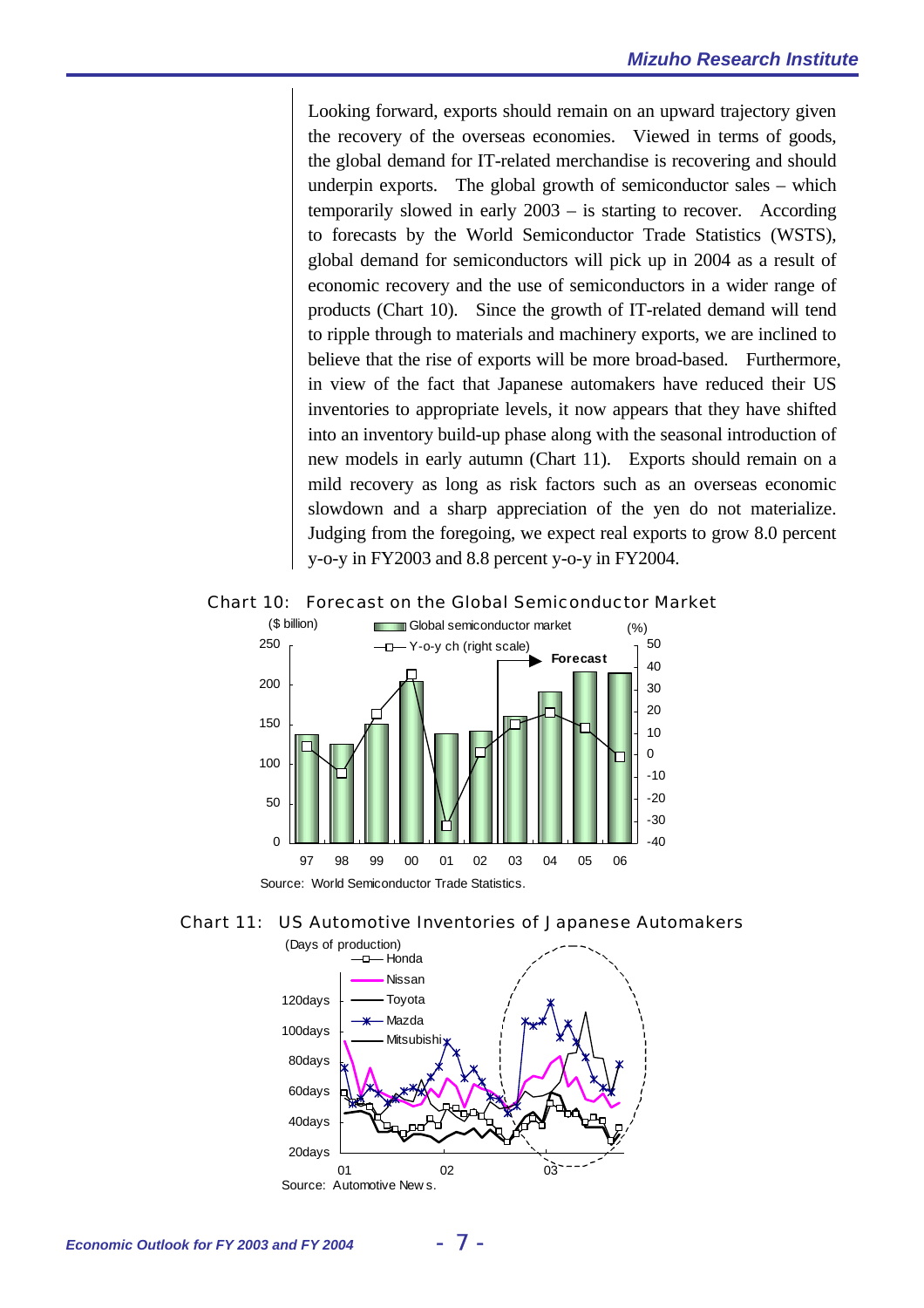Looking forward, exports should remain on an upward trajectory given the recovery of the overseas economies. Viewed in terms of goods, the global demand for IT-related merchandise is recovering and should underpin exports. The global growth of semiconductor sales – which temporarily slowed in early 2003 – is starting to recover. According to forecasts by the World Semiconductor Trade Statistics (WSTS), global demand for semiconductors will pick up in 2004 as a result of economic recovery and the use of semiconductors in a wider range of products (Chart 10). Since the growth of IT-related demand will tend to ripple through to materials and machinery exports, we are inclined to believe that the rise of exports will be more broad-based. Furthermore, in view of the fact that Japanese automakers have reduced their US inventories to appropriate levels, it now appears that they have shifted into an inventory build-up phase along with the seasonal introduction of new models in early autumn (Chart 11). Exports should remain on a mild recovery as long as risk factors such as an overseas economic slowdown and a sharp appreciation of the yen do not materialize. Judging from the foregoing, we expect real exports to grow 8.0 percent y-o-y in FY2003 and 8.8 percent y-o-y in FY2004.

Chart 10: Forecast on the Global Semiconductor Market

Source: World Semiconductor Trade Statistics.

Chart 11: US Automotive Inventories of Japanese Automakers

Source: Automotive News.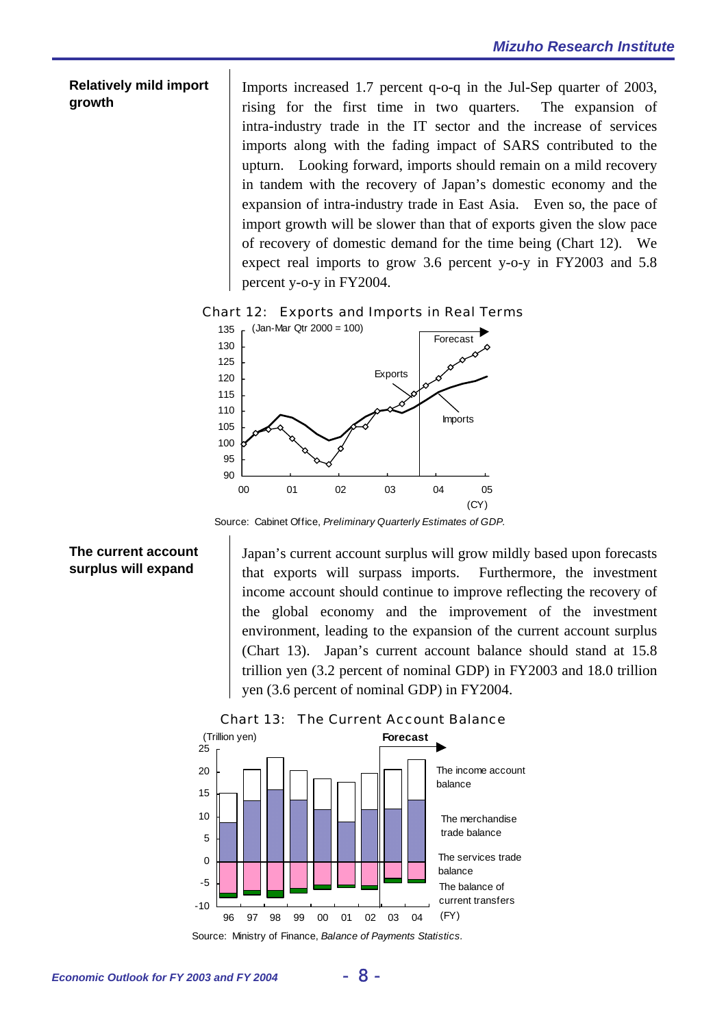**Relatively mild import growth**

Imports increased 1.7 percent q-o-q in the Jul-Sep quarter of 2003, rising for the first time in two quarters. The expansion of intra-industry trade in the IT sector and the increase of services imports along with the fading impact of SARS contributed to the upturn. Looking forward, imports should remain on a mild recovery in tandem with the recovery of Japan's domestic economy and the expansion of intra-industry trade in East Asia. Even so, the pace of import growth will be slower than that of exports given the slow pace of recovery of domestic demand for the time being (Chart 12). We expect real imports to grow 3.6 percent y-o-y in FY2003 and 5.8 percent y-o-y in FY2004.

Chart 12: Exports and Imports in Real Terms

(Jan-Mar Qtr 2000 = 100)

Source: Cabinet Office, *Preliminary Quarterly Estimates of GDP.*

**The current account surplus will expand**

Japan's current account surplus will grow mildly based upon forecasts that exports will surpass imports. Furthermore, the investment income account should continue to improve reflecting the recovery of the global economy and the improvement of the investment environment, leading to the expansion of the current account surplus (Chart 13). Japan's current account balance should stand at 15.8 trillion yen (3.2 percent of nominal GDP) in FY2003 and 18.0 trillion yen (3.6 percent of nominal GDP) in FY2004.

Chart 13: The Current Account Balance

(Trillion yen)

Source: Ministry of Finance, *Balance of Payments Statistics.*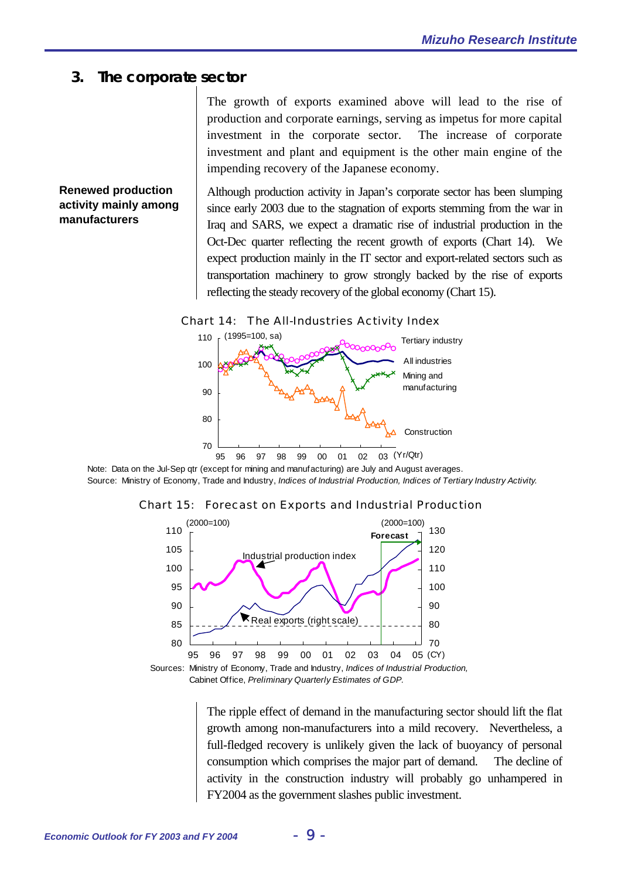## 3. The corporate sector

The growth of exports examined above will lead to the rise of production and corporate earnings, serving as impetus for more capital investment in the corporate sector. The increase of corporate investment and plant and equipment is the other main engine of the impending recovery of the Japanese economy.

**Renewed production activity mainly among manufacturers**

Although production activity in Japan's corporate sector has been slumping since early 2003 due to the stagnation of exports stemming from the war in Iraq and SARS, we expect a dramatic rise of industrial production in the Oct-Dec quarter reflecting the recent growth of exports (Chart 14). We expect production mainly in the IT sector and export-related sectors such as transportation machinery to grow strongly backed by the rise of exports reflecting the steady recovery of the global economy (Chart 15).

Chart 14: The All-Industries Activity Index

Note: Data on the Jul-Sep qtr (except for mining and manufacturing) are July and August averages.
Source: Ministry of Economy, Trade and Industry, *Indices of Industrial Production, Indices of Tertiary Industry Activity.*

Chart 15: Forecast on Exports and Industrial Production

Sources: Ministry of Economy, Trade and Industry, *Indices of Industrial Production,* Cabinet Office, *Preliminary Quarterly Estimates of GDP.*

The ripple effect of demand in the manufacturing sector should lift the flat growth among non-manufacturers into a mild recovery. Nevertheless, a full-fledged recovery is unlikely given the lack of buoyancy of personal consumption which comprises the major part of demand. The decline of activity in the construction industry will probably go unhampered in FY2004 as the government slashes public investment.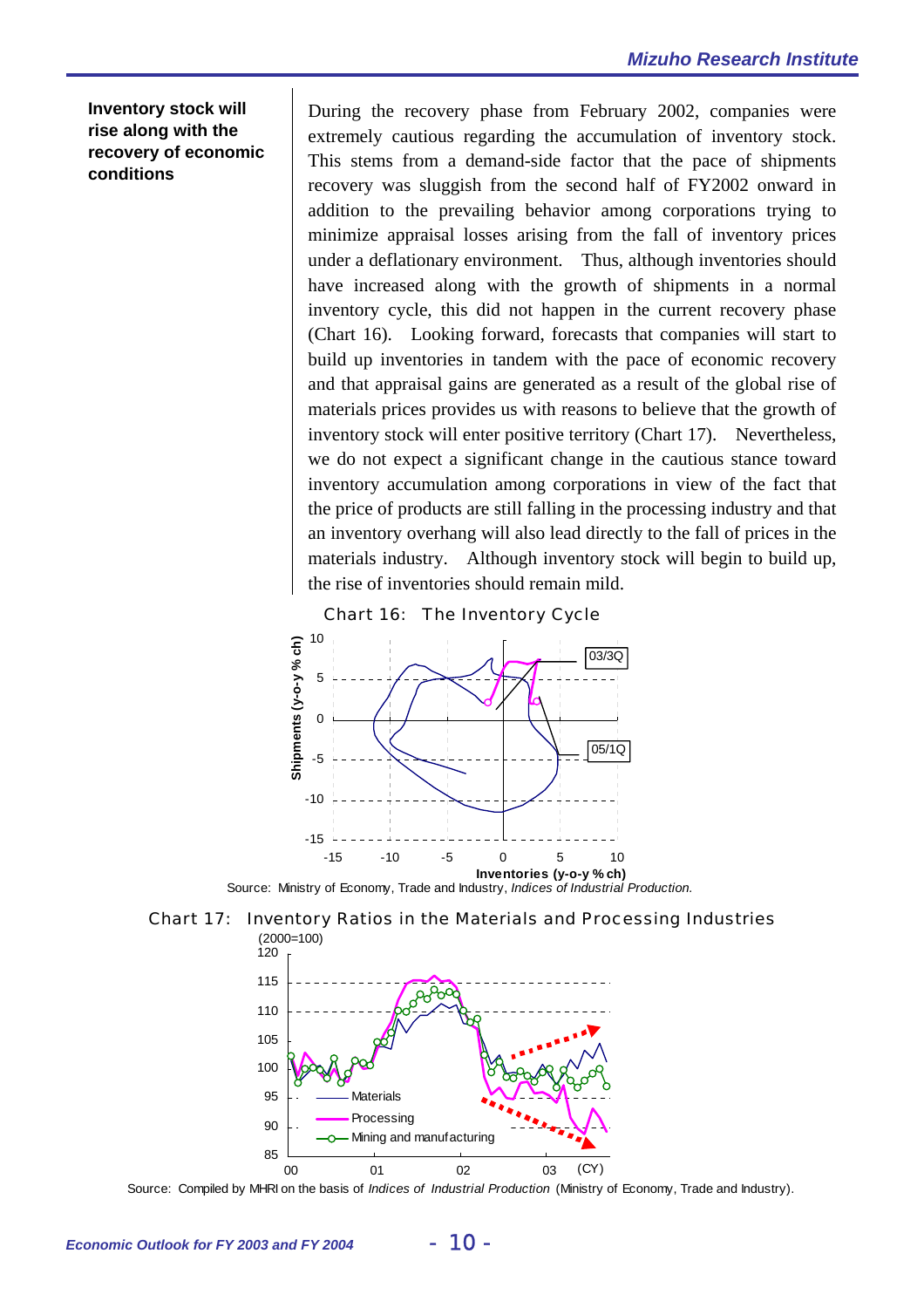**Inventory stock will rise along with the recovery of economic conditions**

During the recovery phase from February 2002, companies were extremely cautious regarding the accumulation of inventory stock. This stems from a demand-side factor that the pace of shipments recovery was sluggish from the second half of FY2002 onward in addition to the prevailing behavior among corporations trying to minimize appraisal losses arising from the fall of inventory prices under a deflationary environment. Thus, although inventories should have increased along with the growth of shipments in a normal inventory cycle, this did not happen in the current recovery phase (Chart 16). Looking forward, forecasts that companies will start to build up inventories in tandem with the pace of economic recovery and that appraisal gains are generated as a result of the global rise of materials prices provides us with reasons to believe that the growth of inventory stock will enter positive territory (Chart 17). Nevertheless, we do not expect a significant change in the cautious stance toward inventory accumulation among corporations in view of the fact that the price of products are still falling in the processing industry and that an inventory overhang will also lead directly to the fall of prices in the materials industry. Although inventory stock will begin to build up, the rise of inventories should remain mild.

Chart 16: The Inventory Cycle

Source: Ministry of Economy, Trade and Industry, *Indices of Industrial Production.*

Chart 17: Inventory Ratios in the Materials and Processing Industries

Source: Compiled by MHRI on the basis of *Indices of Industrial Production* (Ministry of Economy, Trade and Industry).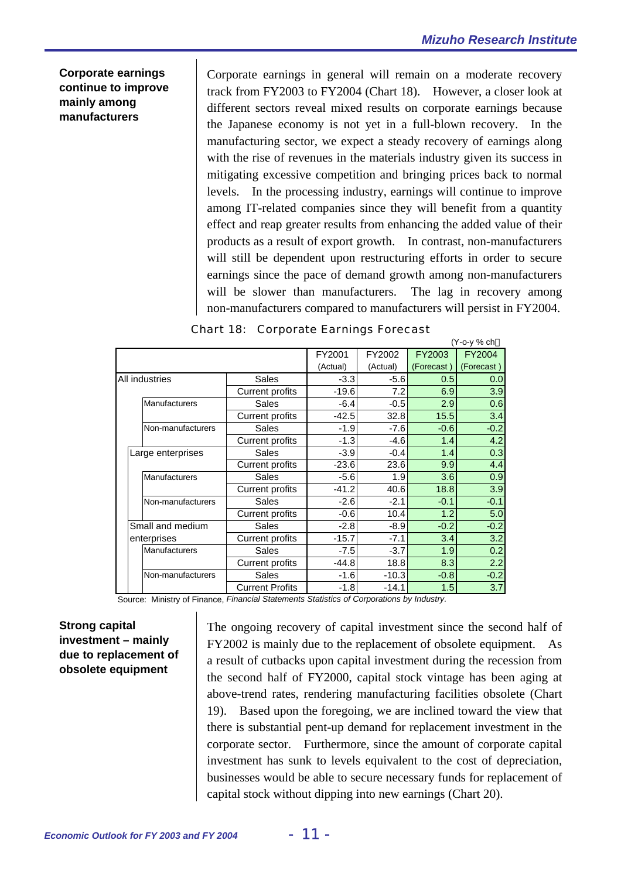**Corporate earnings continue to improve mainly among manufacturers**

Corporate earnings in general will remain on a moderate recovery track from FY2003 to FY2004 (Chart 18). However, a closer look at different sectors reveal mixed results on corporate earnings because the Japanese economy is not yet in a full-blown recovery. In the manufacturing sector, we expect a steady recovery of earnings along with the rise of revenues in the materials industry given its success in mitigating excessive competition and bringing prices back to normal levels. In the processing industry, earnings will continue to improve among IT-related companies since they will benefit from a quantity effect and reap greater results from enhancing the added value of their products as a result of export growth. In contrast, non-manufacturers will still be dependent upon restructuring efforts in order to secure earnings since the pace of demand growth among non-manufacturers will be slower than manufacturers. The lag in recovery among non-manufacturers compared to manufacturers will persist in FY2004.

Chart 18: Corporate Earnings Forecast

(Y-o-y % ch)

| | | | FY2001 (Actual) | FY2002 (Actual) | FY2003 (Forecast) | FY2004 (Forecast) |
|---|---|---|---|---|---|---|
| All industries | | Sales | -3.3 | -5.6 | 0.5 | 0.0 |
| | | Current profits | -19.6 | 7.2 | 6.9 | 3.9 |
| | Manufacturers | Sales | -6.4 | -0.5 | 2.9 | 0.6 |
| | | Current profits | -42.5 | 32.8 | 15.5 | 3.4 |
| | Non-manufacturers | Sales | -1.9 | -7.6 | -0.6 | -0.2 |
| | | Current profits | -1.3 | -4.6 | 1.4 | 4.2 |
| Large enterprises | | Sales | -3.9 | -0.4 | 1.4 | 0.3 |
| | | Current profits | -23.6 | 23.6 | 9.9 | 4.4 |
| | Manufacturers | Sales | -5.6 | 1.9 | 3.6 | 0.9 |
| | | Current profits | -41.2 | 40.6 | 18.8 | 3.9 |
| | Non-manufacturers | Sales | -2.6 | -2.1 | -0.1 | -0.1 |
| | | Current profits | -0.6 | 10.4 | 1.2 | 5.0 |
| Small and medium enterprises | | Sales | -2.8 | -8.9 | -0.2 | -0.2 |
| | | Current profits | -15.7 | -7.1 | 3.4 | 3.2 |
| | Manufacturers | Sales | -7.5 | -3.7 | 1.9 | 0.2 |
| | | Current profits | -44.8 | 18.8 | 8.3 | 2.2 |
| | Non-manufacturers | Sales | -1.6 | -10.3 | -0.8 | -0.2 |
| | | Current Profits | -1.8 | -14.1 | 1.5 | 3.7 |

Source: Ministry of Finance, *Financial Statements Statistics of Corporations by Industry*.

**Strong capital investment – mainly due to replacement of obsolete equipment**

The ongoing recovery of capital investment since the second half of FY2002 is mainly due to the replacement of obsolete equipment. As a result of cutbacks upon capital investment during the recession from the second half of FY2000, capital stock vintage has been aging at above-trend rates, rendering manufacturing facilities obsolete (Chart 19). Based upon the foregoing, we are inclined toward the view that there is substantial pent-up demand for replacement investment in the corporate sector. Furthermore, since the amount of corporate capital investment has sunk to levels equivalent to the cost of depreciation, businesses would be able to secure necessary funds for replacement of capital stock without dipping into new earnings (Chart 20).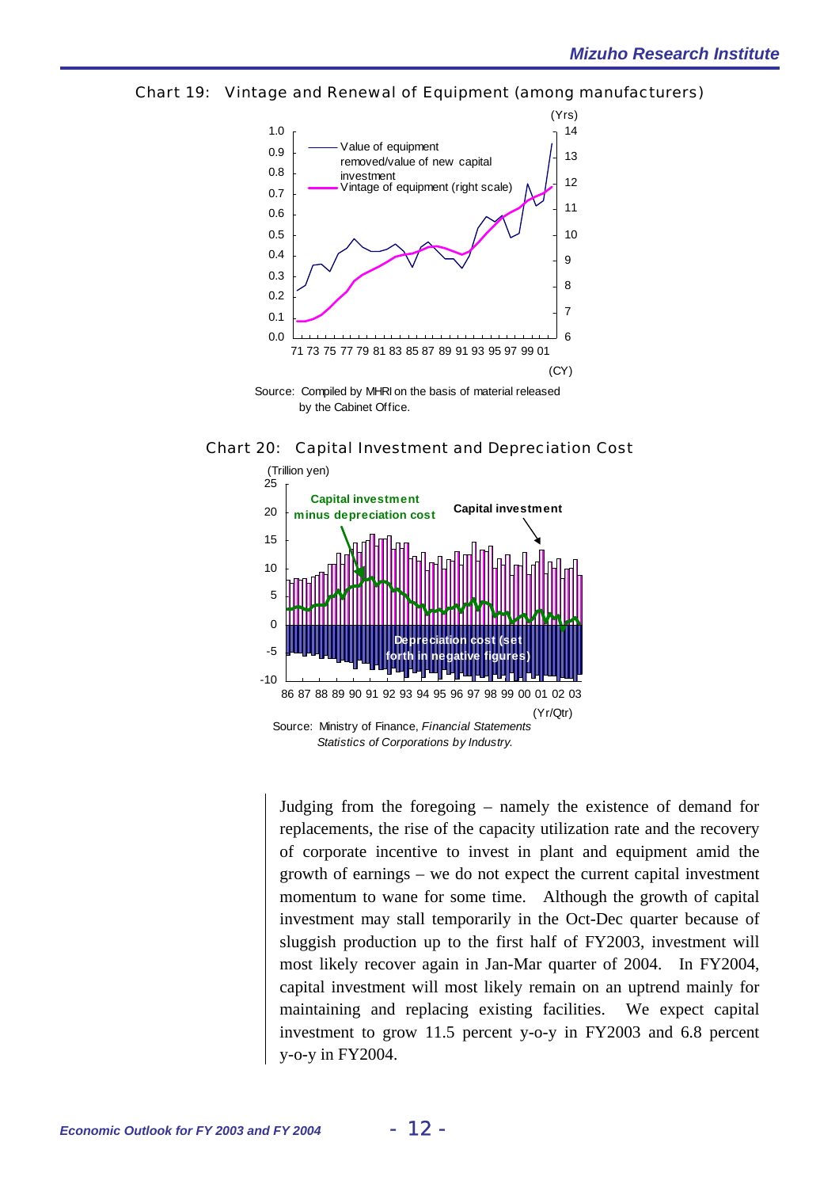Chart 19: Vintage and Renewal of Equipment (among manufacturers)

Source: Compiled by MHRI on the basis of material released by the Cabinet Office.

Chart 20: Capital Investment and Depreciation Cost

Source: Ministry of Finance, *Financial Statements Statistics of Corporations by Industry.*

Judging from the foregoing – namely the existence of demand for replacements, the rise of the capacity utilization rate and the recovery of corporate incentive to invest in plant and equipment amid the growth of earnings – we do not expect the current capital investment momentum to wane for some time. Although the growth of capital investment may stall temporarily in the Oct-Dec quarter because of sluggish production up to the first half of FY2003, investment will most likely recover again in Jan-Mar quarter of 2004. In FY2004, capital investment will most likely remain on an uptrend mainly for maintaining and replacing existing facilities. We expect capital investment to grow 11.5 percent y-o-y in FY2003 and 6.8 percent y-o-y in FY2004.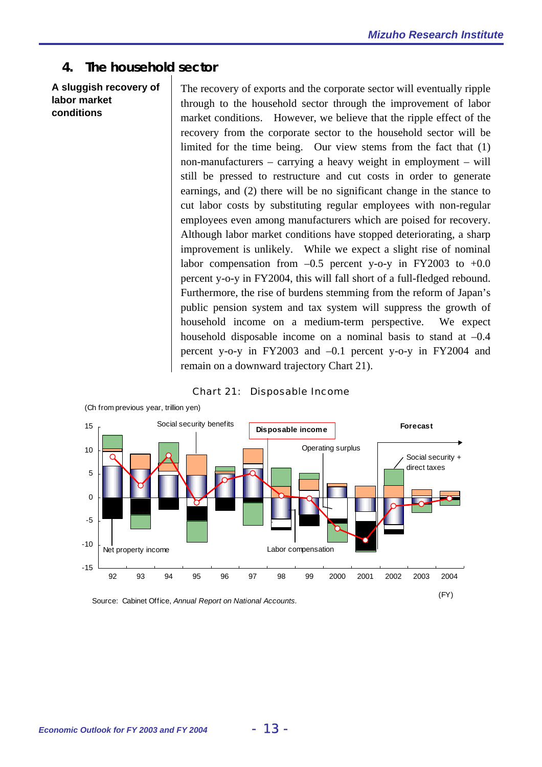## 4. The household sector

**A sluggish recovery of labor market conditions**

The recovery of exports and the corporate sector will eventually ripple through to the household sector through the improvement of labor market conditions. However, we believe that the ripple effect of the recovery from the corporate sector to the household sector will be limited for the time being. Our view stems from the fact that (1) non-manufacturers – carrying a heavy weight in employment – will still be pressed to restructure and cut costs in order to generate earnings, and (2) there will be no significant change in the stance to cut labor costs by substituting regular employees with non-regular employees even among manufacturers which are poised for recovery. Although labor market conditions have stopped deteriorating, a sharp improvement is unlikely. While we expect a slight rise of nominal labor compensation from –0.5 percent y-o-y in FY2003 to +0.0 percent y-o-y in FY2004, this will fall short of a full-fledged rebound. Furthermore, the rise of burdens stemming from the reform of Japan's public pension system and tax system will suppress the growth of household income on a medium-term perspective. We expect household disposable income on a nominal basis to stand at –0.4 percent y-o-y in FY2003 and –0.1 percent y-o-y in FY2004 and remain on a downward trajectory Chart 21).

Chart 21: Disposable Income

(Ch from previous year, trillion yen)

Legend labels: Social security benefits; Disposable income; Operating surplus; Social security + direct taxes; Net property income; Labor compensation; Forecast

Horizontal axis (FY): 92, 93, 94, 95, 96, 97, 98, 99, 2000, 2001, 2002, 2003, 2004

Vertical axis: -15 to 15

Source: Cabinet Office, *Annual Report on National Accounts*.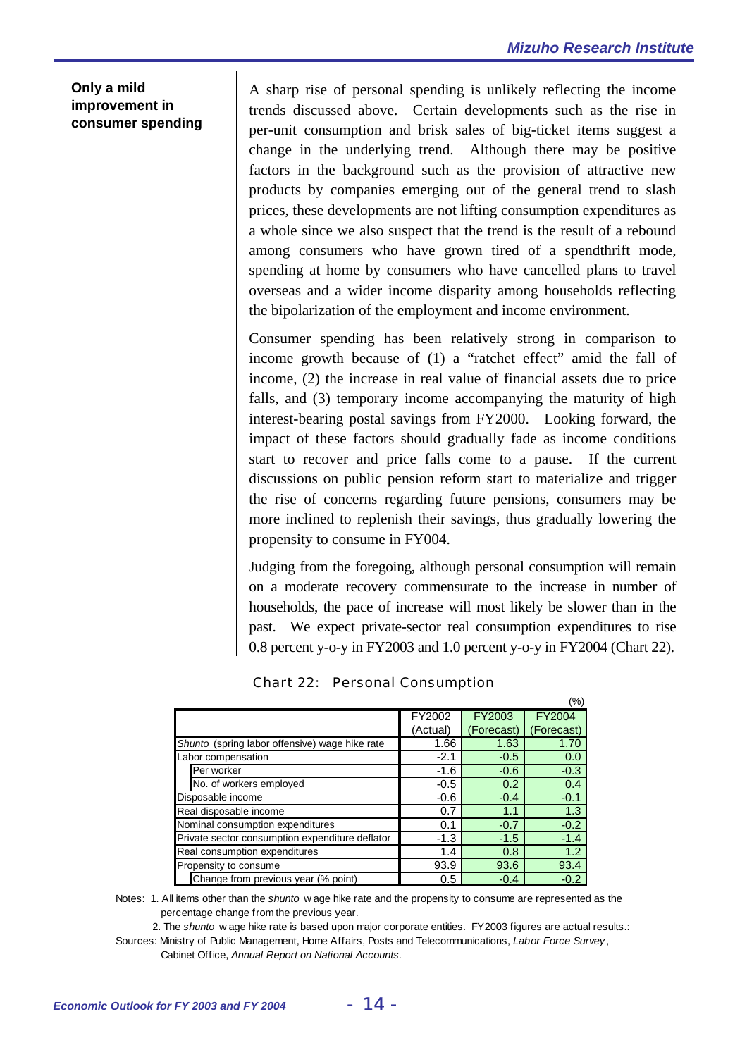**Only a mild improvement in consumer spending**

A sharp rise of personal spending is unlikely reflecting the income trends discussed above. Certain developments such as the rise in per-unit consumption and brisk sales of big-ticket items suggest a change in the underlying trend. Although there may be positive factors in the background such as the provision of attractive new products by companies emerging out of the general trend to slash prices, these developments are not lifting consumption expenditures as a whole since we also suspect that the trend is the result of a rebound among consumers who have grown tired of a spendthrift mode, spending at home by consumers who have cancelled plans to travel overseas and a wider income disparity among households reflecting the bipolarization of the employment and income environment.

Consumer spending has been relatively strong in comparison to income growth because of (1) a "ratchet effect" amid the fall of income, (2) the increase in real value of financial assets due to price falls, and (3) temporary income accompanying the maturity of high interest-bearing postal savings from FY2000. Looking forward, the impact of these factors should gradually fade as income conditions start to recover and price falls come to a pause. If the current discussions on public pension reform start to materialize and trigger the rise of concerns regarding future pensions, consumers may be more inclined to replenish their savings, thus gradually lowering the propensity to consume in FY004.

Judging from the foregoing, although personal consumption will remain on a moderate recovery commensurate to the increase in number of households, the pace of increase will most likely be slower than in the past. We expect private-sector real consumption expenditures to rise 0.8 percent y-o-y in FY2003 and 1.0 percent y-o-y in FY2004 (Chart 22).

Chart 22: Personal Consumption

(%)

| | FY2002 (Actual) | FY2003 (Forecast) | FY2004 (Forecast) |
|---|---|---|---|
| *Shunto* (spring labor offensive) wage hike rate | 1.66 | 1.63 | 1.70 |
| Labor compensation | -2.1 | -0.5 | 0.0 |
| Per worker | -1.6 | -0.6 | -0.3 |
| No. of workers employed | -0.5 | 0.2 | 0.4 |
| Disposable income | -0.6 | -0.4 | -0.1 |
| Real disposable income | 0.7 | 1.1 | 1.3 |
| Nominal consumption expenditures | 0.1 | -0.7 | -0.2 |
| Private sector consumption expenditure deflator | -1.3 | -1.5 | -1.4 |
| Real consumption expenditures | 1.4 | 0.8 | 1.2 |
| Propensity to consume | 93.9 | 93.6 | 93.4 |
| Change from previous year (% point) | 0.5 | -0.4 | -0.2 |

Notes: 1. All items other than the *shunto* wage hike rate and the propensity to consume are represented as the percentage change from the previous year.

2. The *shunto* wage hike rate is based upon major corporate entities. FY2003 figures are actual results.:

Sources: Ministry of Public Management, Home Affairs, Posts and Telecommunications, *Labor Force Survey*, Cabinet Office, *Annual Report on National Accounts*.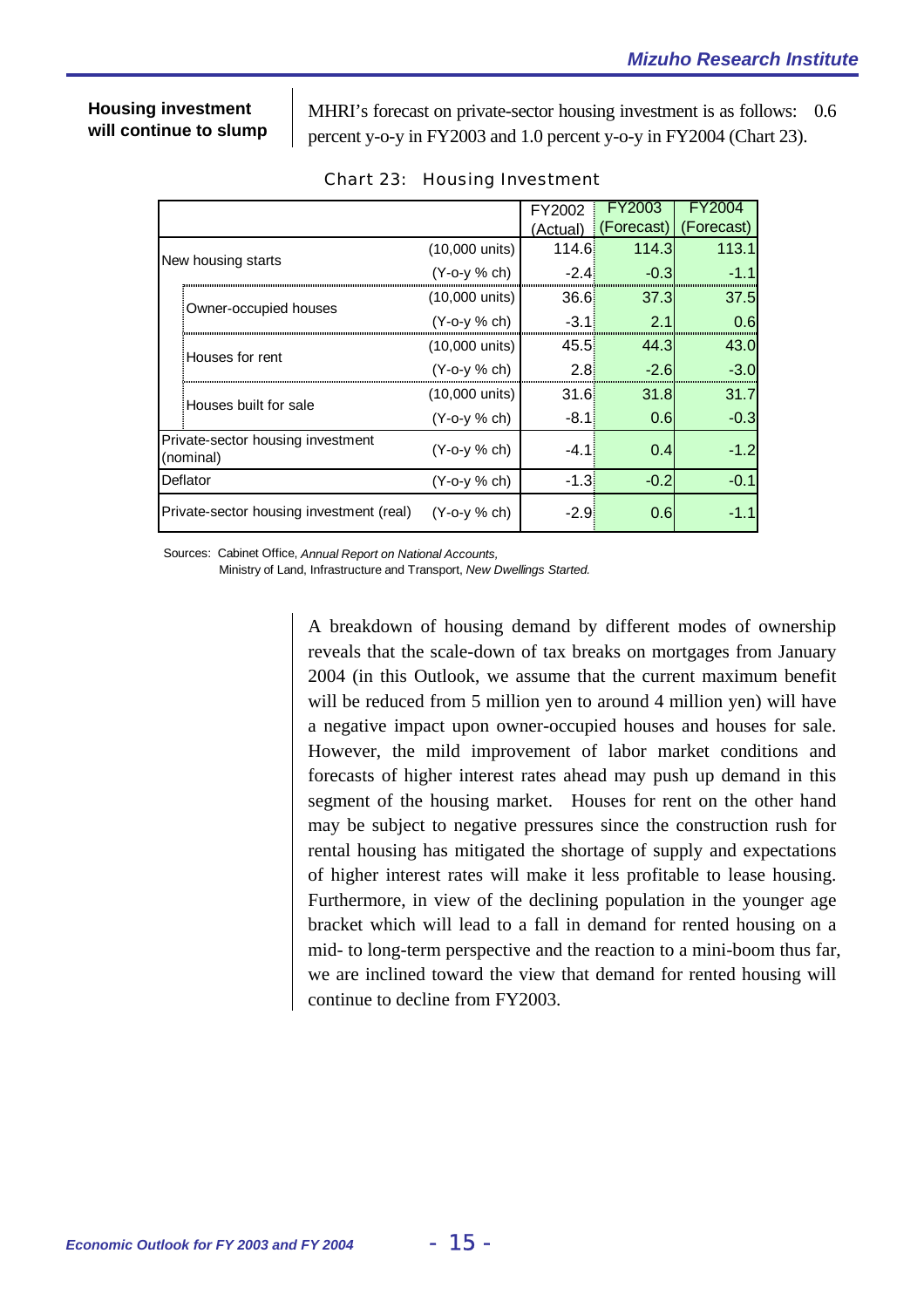**Housing investment will continue to slump**

MHRI's forecast on private-sector housing investment is as follows: 0.6 percent y-o-y in FY2003 and 1.0 percent y-o-y in FY2004 (Chart 23).

Chart 23: Housing Investment

| | | | FY2002 (Actual) | FY2003 (Forecast) | FY2004 (Forecast) |
|---|---|---|---|---|---|
| New housing starts | | (10,000 units) | 114.6 | 114.3 | 113.1 |
| | | (Y-o-y % ch) | -2.4 | -0.3 | -1.1 |
| | Owner-occupied houses | (10,000 units) | 36.6 | 37.3 | 37.5 |
| | | (Y-o-y % ch) | -3.1 | 2.1 | 0.6 |
| | Houses for rent | (10,000 units) | 45.5 | 44.3 | 43.0 |
| | | (Y-o-y % ch) | 2.8 | -2.6 | -3.0 |
| | Houses built for sale | (10,000 units) | 31.6 | 31.8 | 31.7 |
| | | (Y-o-y % ch) | -8.1 | 0.6 | -0.3 |
| Private-sector housing investment (nominal) | | (Y-o-y % ch) | -4.1 | 0.4 | -1.2 |
| Deflator | | (Y-o-y % ch) | -1.3 | -0.2 | -0.1 |
| Private-sector housing investment (real) | | (Y-o-y % ch) | -2.9 | 0.6 | -1.1 |

Sources: Cabinet Office, *Annual Report on National Accounts,*
Ministry of Land, Infrastructure and Transport, *New Dwellings Started.*

A breakdown of housing demand by different modes of ownership reveals that the scale-down of tax breaks on mortgages from January 2004 (in this Outlook, we assume that the current maximum benefit will be reduced from 5 million yen to around 4 million yen) will have a negative impact upon owner-occupied houses and houses for sale. However, the mild improvement of labor market conditions and forecasts of higher interest rates ahead may push up demand in this segment of the housing market. Houses for rent on the other hand may be subject to negative pressures since the construction rush for rental housing has mitigated the shortage of supply and expectations of higher interest rates will make it less profitable to lease housing. Furthermore, in view of the declining population in the younger age bracket which will lead to a fall in demand for rented housing on a mid- to long-term perspective and the reaction to a mini-boom thus far, we are inclined toward the view that demand for rented housing will continue to decline from FY2003.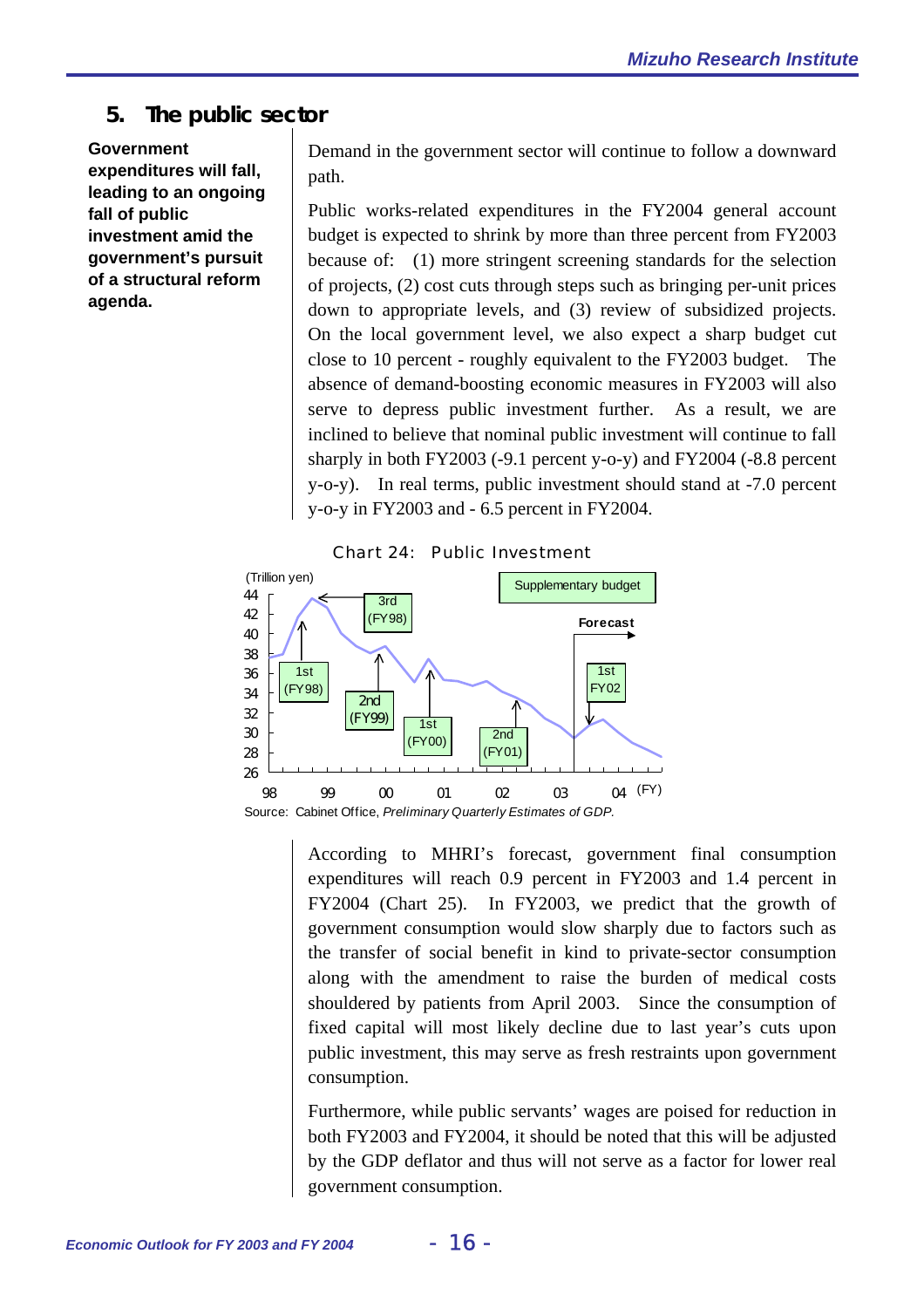## 5. The public sector

**Government expenditures will fall, leading to an ongoing fall of public investment amid the government's pursuit of a structural reform agenda.**

Demand in the government sector will continue to follow a downward path.

Public works-related expenditures in the FY2004 general account budget is expected to shrink by more than three percent from FY2003 because of: (1) more stringent screening standards for the selection of projects, (2) cost cuts through steps such as bringing per-unit prices down to appropriate levels, and (3) review of subsidized projects. On the local government level, we also expect a sharp budget cut close to 10 percent - roughly equivalent to the FY2003 budget. The absence of demand-boosting economic measures in FY2003 will also serve to depress public investment further. As a result, we are inclined to believe that nominal public investment will continue to fall sharply in both FY2003 (-9.1 percent y-o-y) and FY2004 (-8.8 percent y-o-y). In real terms, public investment should stand at -7.0 percent y-o-y in FY2003 and - 6.5 percent in FY2004.

Chart 24: Public Investment

Source: Cabinet Office, *Preliminary Quarterly Estimates of GDP.*

According to MHRI's forecast, government final consumption expenditures will reach 0.9 percent in FY2003 and 1.4 percent in FY2004 (Chart 25). In FY2003, we predict that the growth of government consumption would slow sharply due to factors such as the transfer of social benefit in kind to private-sector consumption along with the amendment to raise the burden of medical costs shouldered by patients from April 2003. Since the consumption of fixed capital will most likely decline due to last year's cuts upon public investment, this may serve as fresh restraints upon government consumption.

Furthermore, while public servants' wages are poised for reduction in both FY2003 and FY2004, it should be noted that this will be adjusted by the GDP deflator and thus will not serve as a factor for lower real government consumption.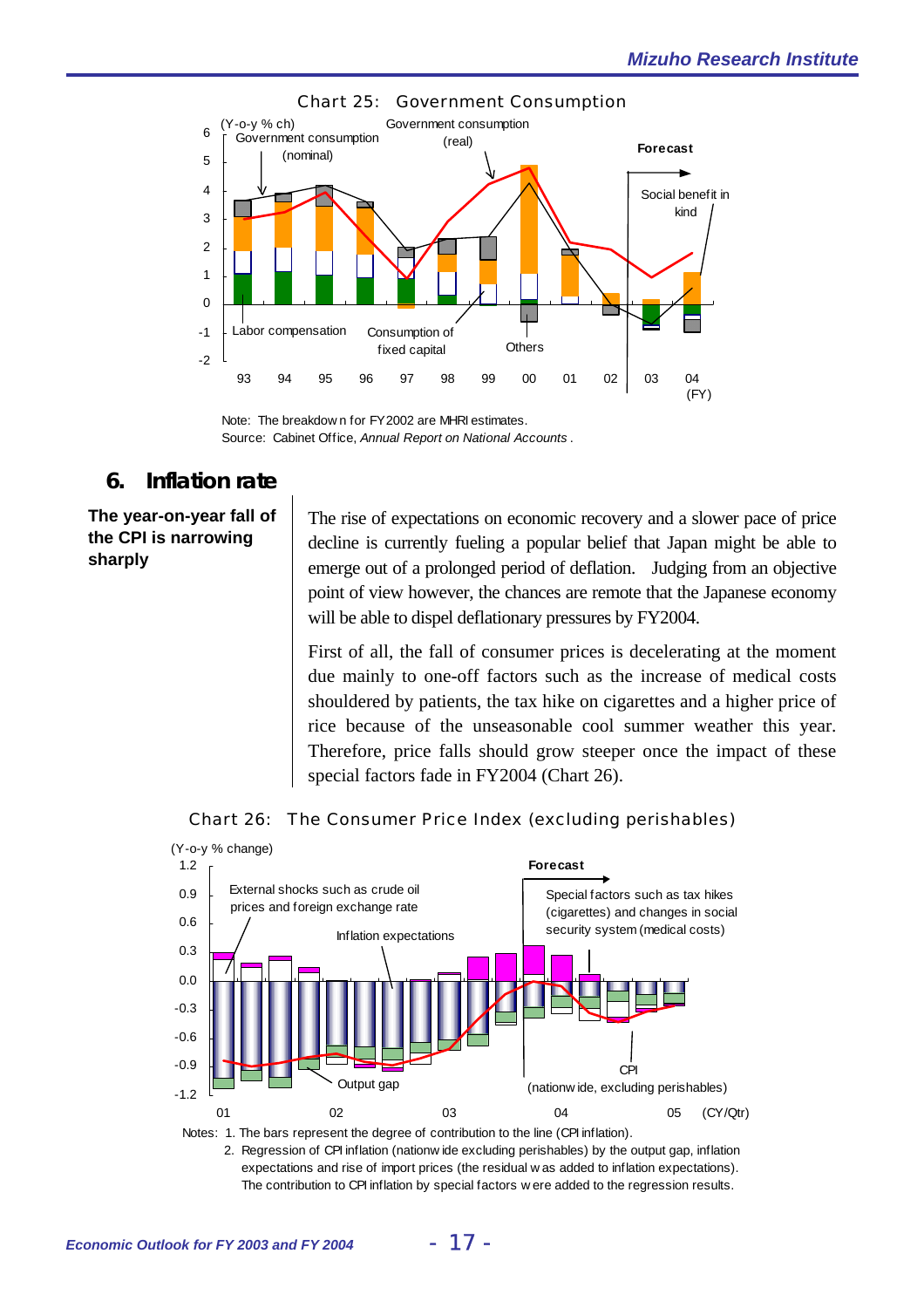Chart 25: Government Consumption

(Y-o-y % ch)

Government consumption (nominal)

Government consumption (real)

Forecast

Social benefit in kind

Labor compensation

Consumption of fixed capital

Others

93 94 95 96 97 98 99 00 01 02 03 04 (FY)

Note: The breakdown for FY2002 are MHRI estimates.
Source: Cabinet Office, *Annual Report on National Accounts* .

## 6. Inflation rate

**The year-on-year fall of the CPI is narrowing sharply**

The rise of expectations on economic recovery and a slower pace of price decline is currently fueling a popular belief that Japan might be able to emerge out of a prolonged period of deflation. Judging from an objective point of view however, the chances are remote that the Japanese economy will be able to dispel deflationary pressures by FY2004.

First of all, the fall of consumer prices is decelerating at the moment due mainly to one-off factors such as the increase of medical costs shouldered by patients, the tax hike on cigarettes and a higher price of rice because of the unseasonable cool summer weather this year. Therefore, price falls should grow steeper once the impact of these special factors fade in FY2004 (Chart 26).

Chart 26: The Consumer Price Index (excluding perishables)

(Y-o-y % change)

External shocks such as crude oil prices and foreign exchange rate

Inflation expectations

Forecast

Special factors such as tax hikes (cigarettes) and changes in social security system (medical costs)

Output gap

CPI (nationwide, excluding perishables)

01 02 03 04 05 (CY/Qtr)

Notes: 1. The bars represent the degree of contribution to the line (CPI inflation).
2. Regression of CPI inflation (nationwide excluding perishables) by the output gap, inflation expectations and rise of import prices (the residual was added to inflation expectations). The contribution to CPI inflation by special factors were added to the regression results.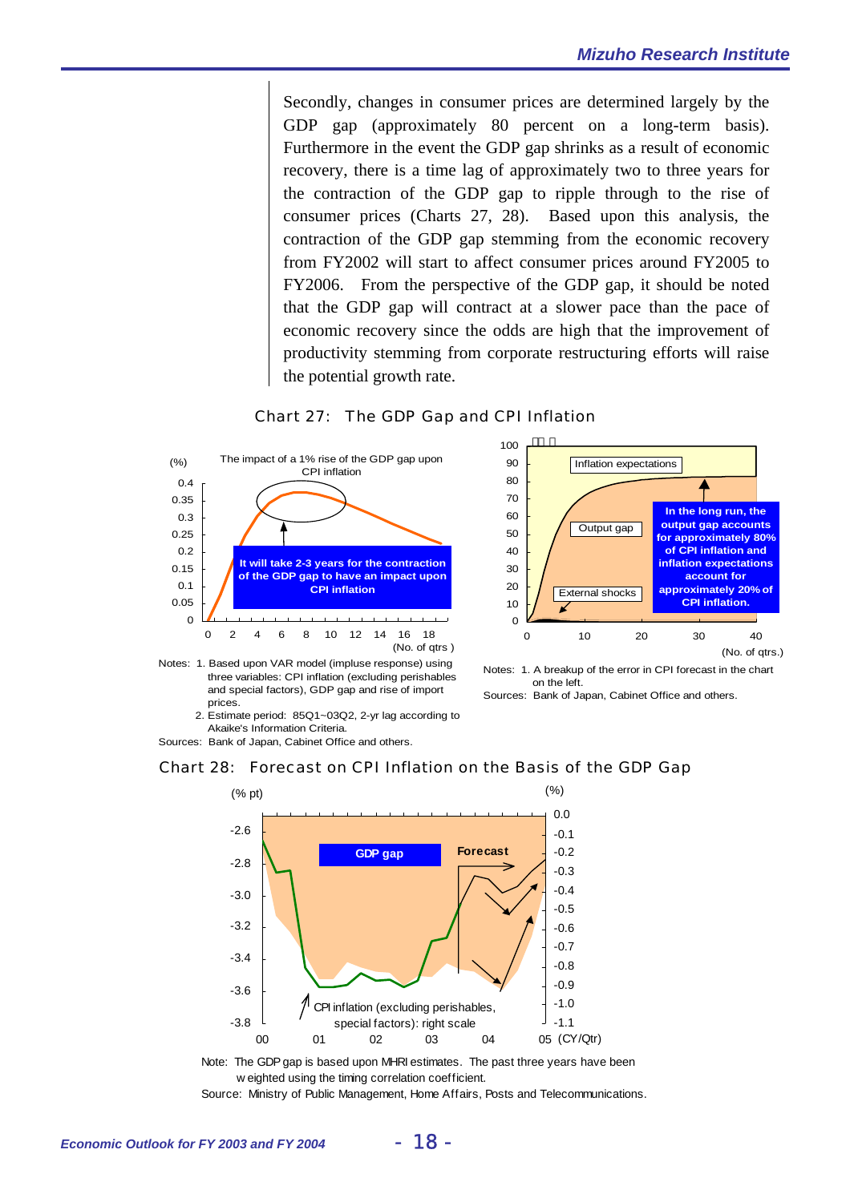Secondly, changes in consumer prices are determined largely by the GDP gap (approximately 80 percent on a long-term basis). Furthermore in the event the GDP gap shrinks as a result of economic recovery, there is a time lag of approximately two to three years for the contraction of the GDP gap to ripple through to the rise of consumer prices (Charts 27, 28). Based upon this analysis, the contraction of the GDP gap stemming from the economic recovery from FY2002 will start to affect consumer prices around FY2005 to FY2006. From the perspective of the GDP gap, it should be noted that the GDP gap will contract at a slower pace than the pace of economic recovery since the odds are high that the improvement of productivity stemming from corporate restructuring efforts will raise the potential growth rate.

## Chart 27: The GDP Gap and CPI Inflation

(%) The impact of a 1% rise of the GDP gap upon CPI inflation

It will take 2-3 years for the contraction of the GDP gap to have an impact upon CPI inflation

(No. of qtrs )

Inflation expectations

Output gap

External shocks

In the long run, the output gap accounts for approximately 80% of CPI inflation and inflation expectations account for approximately 20% of CPI inflation.

(No. of qtrs.)

Notes: 1. Based upon VAR model (impluse response) using three variables: CPI inflation (excluding perishables and special factors), GDP gap and rise of import prices.
2. Estimate period: 85Q1~03Q2, 2-yr lag according to Akaike's Information Criteria.

Sources: Bank of Japan, Cabinet Office and others.

Notes: 1. A breakup of the error in CPI forecast in the chart on the left.

Sources: Bank of Japan, Cabinet Office and others.

## Chart 28: Forecast on CPI Inflation on the Basis of the GDP Gap

(% pt) (%)

GDP gap

Forecast

CPI inflation (excluding perishables, special factors): right scale

(CY/Qtr)

Note: The GDP gap is based upon MHRI estimates. The past three years have been weighted using the timing correlation coefficient.

Source: Ministry of Public Management, Home Affairs, Posts and Telecommunications.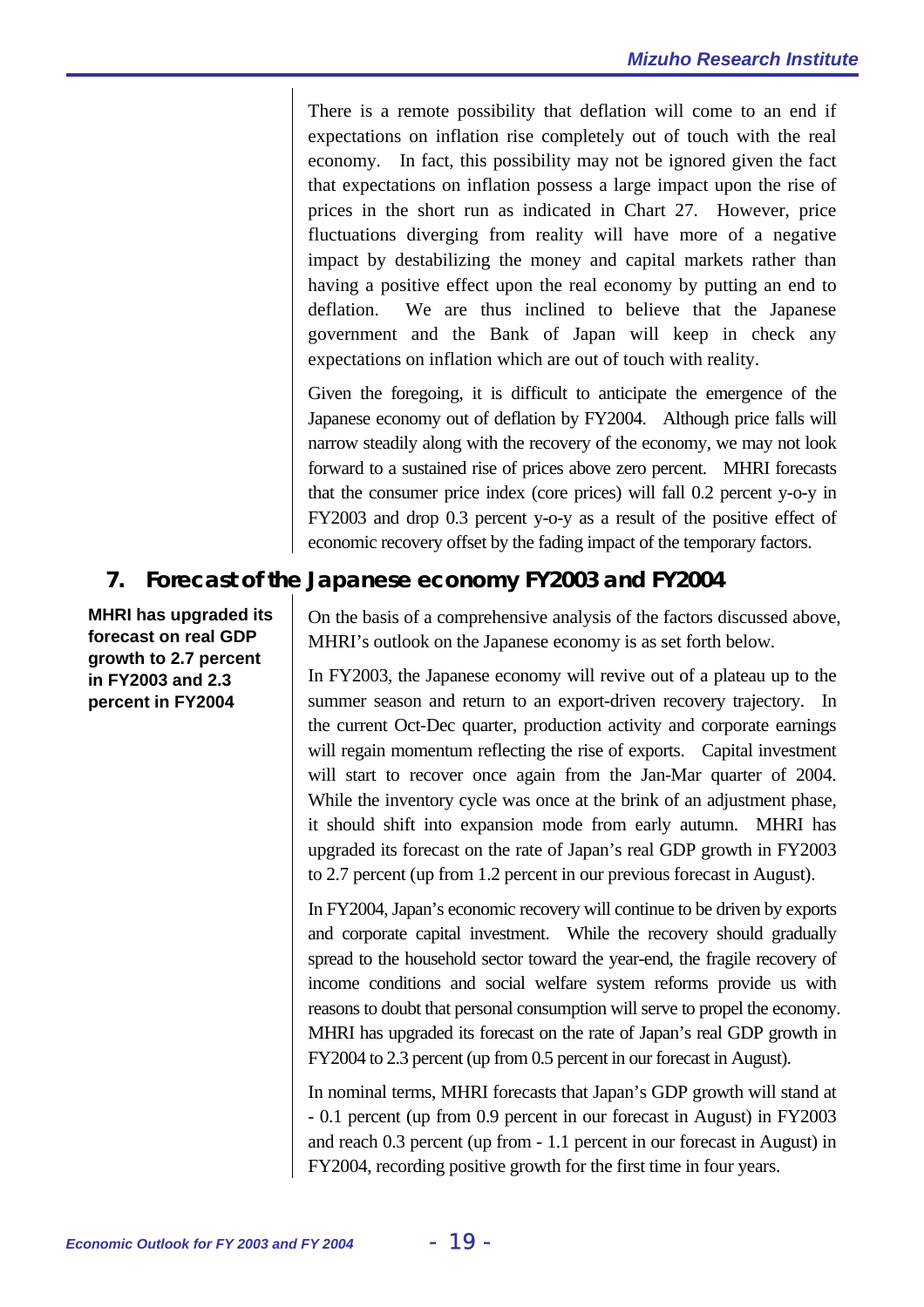There is a remote possibility that deflation will come to an end if expectations on inflation rise completely out of touch with the real economy. In fact, this possibility may not be ignored given the fact that expectations on inflation possess a large impact upon the rise of prices in the short run as indicated in Chart 27. However, price fluctuations diverging from reality will have more of a negative impact by destabilizing the money and capital markets rather than having a positive effect upon the real economy by putting an end to deflation. We are thus inclined to believe that the Japanese government and the Bank of Japan will keep in check any expectations on inflation which are out of touch with reality.

Given the foregoing, it is difficult to anticipate the emergence of the Japanese economy out of deflation by FY2004. Although price falls will narrow steadily along with the recovery of the economy, we may not look forward to a sustained rise of prices above zero percent. MHRI forecasts that the consumer price index (core prices) will fall 0.2 percent y-o-y in FY2003 and drop 0.3 percent y-o-y as a result of the positive effect of economic recovery offset by the fading impact of the temporary factors.

## 7. Forecast of the Japanese economy FY2003 and FY2004

**MHRI has upgraded its forecast on real GDP growth to 2.7 percent in FY2003 and 2.3 percent in FY2004**

On the basis of a comprehensive analysis of the factors discussed above, MHRI's outlook on the Japanese economy is as set forth below.

In FY2003, the Japanese economy will revive out of a plateau up to the summer season and return to an export-driven recovery trajectory. In the current Oct-Dec quarter, production activity and corporate earnings will regain momentum reflecting the rise of exports. Capital investment will start to recover once again from the Jan-Mar quarter of 2004. While the inventory cycle was once at the brink of an adjustment phase, it should shift into expansion mode from early autumn. MHRI has upgraded its forecast on the rate of Japan's real GDP growth in FY2003 to 2.7 percent (up from 1.2 percent in our previous forecast in August).

In FY2004, Japan's economic recovery will continue to be driven by exports and corporate capital investment. While the recovery should gradually spread to the household sector toward the year-end, the fragile recovery of income conditions and social welfare system reforms provide us with reasons to doubt that personal consumption will serve to propel the economy. MHRI has upgraded its forecast on the rate of Japan's real GDP growth in FY2004 to 2.3 percent (up from 0.5 percent in our forecast in August).

In nominal terms, MHRI forecasts that Japan's GDP growth will stand at - 0.1 percent (up from 0.9 percent in our forecast in August) in FY2003 and reach 0.3 percent (up from - 1.1 percent in our forecast in August) in FY2004, recording positive growth for the first time in four years.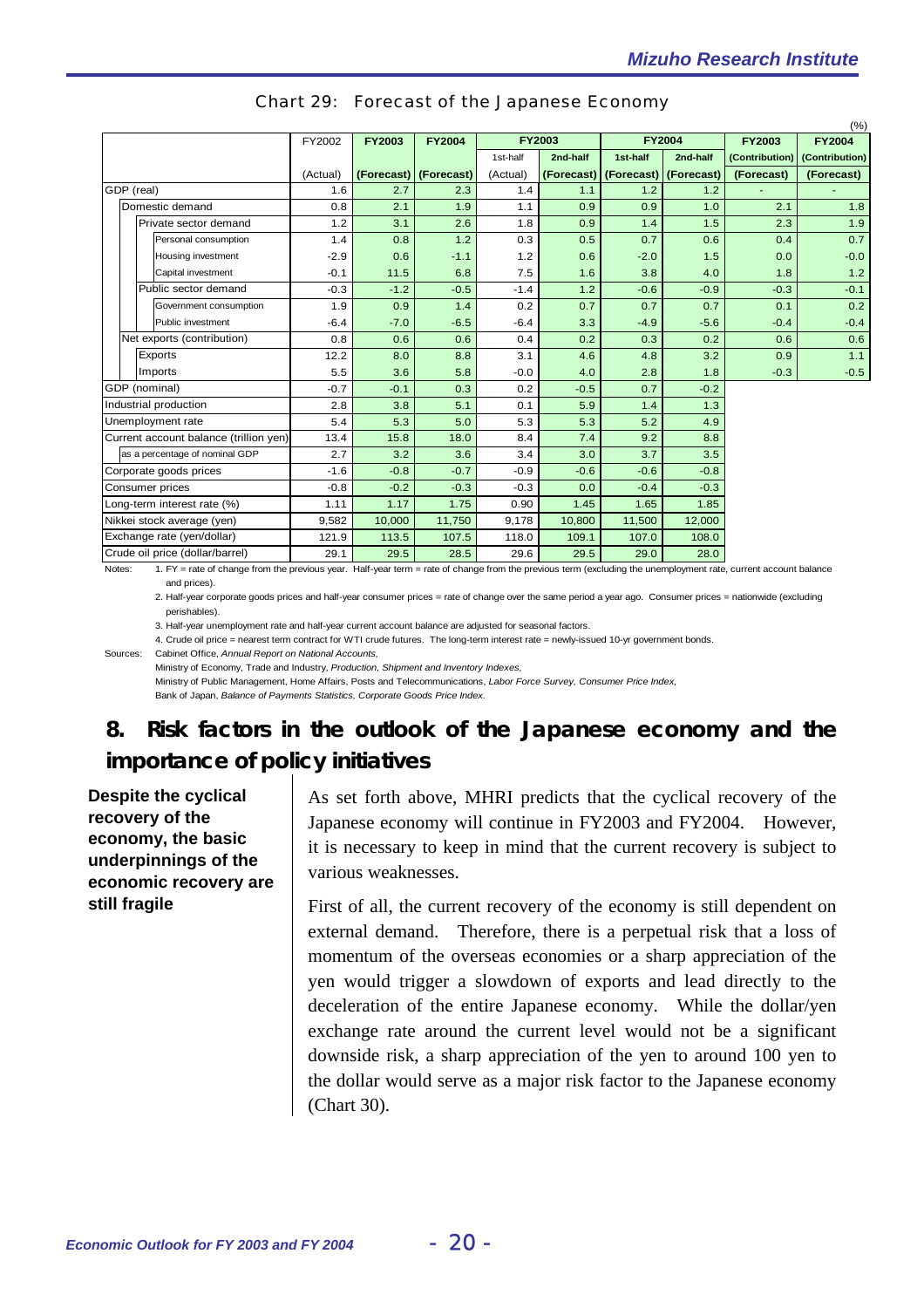Chart 29: Forecast of the Japanese Economy

(%)

| | FY2002 | FY2003 | FY2004 | FY2003 | | FY2004 | | FY2003 | FY2004 |
|---|---|---|---|---|---|---|---|---|---|
| | | | | 1st-half | 2nd-half | 1st-half | 2nd-half | (Contribution) | (Contribution) |
| | (Actual) | (Forecast) | (Forecast) | (Actual) | (Forecast) | (Forecast) | (Forecast) | (Forecast) | (Forecast) |
| GDP (real) | 1.6 | 2.7 | 2.3 | 1.4 | 1.1 | 1.2 | 1.2 | - | - |
| Domestic demand | 0.8 | 2.1 | 1.9 | 1.1 | 0.9 | 0.9 | 1.0 | 2.1 | 1.8 |
| Private sector demand | 1.2 | 3.1 | 2.6 | 1.8 | 0.9 | 1.4 | 1.5 | 2.3 | 1.9 |
| Personal consumption | 1.4 | 0.8 | 1.2 | 0.3 | 0.5 | 0.7 | 0.6 | 0.4 | 0.7 |
| Housing investment | -2.9 | 0.6 | -1.1 | 1.2 | 0.6 | -2.0 | 1.5 | 0.0 | -0.0 |
| Capital investment | -0.1 | 11.5 | 6.8 | 7.5 | 1.6 | 3.8 | 4.0 | 1.8 | 1.2 |
| Public sector demand | -0.3 | -1.2 | -0.5 | -1.4 | 1.2 | -0.6 | -0.9 | -0.3 | -0.1 |
| Government consumption | 1.9 | 0.9 | 1.4 | 0.2 | 0.7 | 0.7 | 0.7 | 0.1 | 0.2 |
| Public investment | -6.4 | -7.0 | -6.5 | -6.4 | 3.3 | -4.9 | -5.6 | -0.4 | -0.4 |
| Net exports (contribution) | 0.8 | 0.6 | 0.6 | 0.4 | 0.2 | 0.3 | 0.2 | 0.6 | 0.6 |
| Exports | 12.2 | 8.0 | 8.8 | 3.1 | 4.6 | 4.8 | 3.2 | 0.9 | 1.1 |
| Imports | 5.5 | 3.6 | 5.8 | -0.0 | 4.0 | 2.8 | 1.8 | -0.3 | -0.5 |
| GDP (nominal) | -0.7 | -0.1 | 0.3 | 0.2 | -0.5 | 0.7 | -0.2 | | |
| Industrial production | 2.8 | 3.8 | 5.1 | 0.1 | 5.9 | 1.4 | 1.3 | | |
| Unemployment rate | 5.4 | 5.3 | 5.0 | 5.3 | 5.3 | 5.2 | 4.9 | | |
| Current account balance (trillion yen) | 13.4 | 15.8 | 18.0 | 8.4 | 7.4 | 9.2 | 8.8 | | |
| as a percentage of nominal GDP | 2.7 | 3.2 | 3.6 | 3.4 | 3.0 | 3.7 | 3.5 | | |
| Corporate goods prices | -1.6 | -0.8 | -0.7 | -0.9 | -0.6 | -0.6 | -0.8 | | |
| Consumer prices | -0.8 | -0.2 | -0.3 | -0.3 | 0.0 | -0.4 | -0.3 | | |
| Long-term interest rate (%) | 1.11 | 1.17 | 1.75 | 0.90 | 1.45 | 1.65 | 1.85 | | |
| Nikkei stock average (yen) | 9,582 | 10,000 | 11,750 | 9,178 | 10,800 | 11,500 | 12,000 | | |
| Exchange rate (yen/dollar) | 121.9 | 113.5 | 107.5 | 118.0 | 109.1 | 107.0 | 108.0 | | |
| Crude oil price (dollar/barrel) | 29.1 | 29.5 | 28.5 | 29.6 | 29.5 | 29.0 | 28.0 | | |

Notes: 1. FY = rate of change from the previous year. Half-year term = rate of change from the previous term (excluding the unemployment rate, current account balance and prices).

2. Half-year corporate goods prices and half-year consumer prices = rate of change over the same period a year ago. Consumer prices = nationwide (excluding perishables).

3. Half-year unemployment rate and half-year current account balance are adjusted for seasonal factors.

4. Crude oil price = nearest term contract for WTI crude futures. The long-term interest rate = newly-issued 10-yr government bonds.

Sources: Cabinet Office, *Annual Report on National Accounts,*
Ministry of Economy, Trade and Industry, *Production, Shipment and Inventory Indexes,*
Ministry of Public Management, Home Affairs, Posts and Telecommunications, *Labor Force Survey, Consumer Price Index,*
Bank of Japan, *Balance of Payments Statistics, Corporate Goods Price Index.*

## 8. Risk factors in the outlook of the Japanese economy and the importance of policy initiatives

**Despite the cyclical recovery of the economy, the basic underpinnings of the economic recovery are still fragile**

As set forth above, MHRI predicts that the cyclical recovery of the Japanese economy will continue in FY2003 and FY2004. However, it is necessary to keep in mind that the current recovery is subject to various weaknesses.

First of all, the current recovery of the economy is still dependent on external demand. Therefore, there is a perpetual risk that a loss of momentum of the overseas economies or a sharp appreciation of the yen would trigger a slowdown of exports and lead directly to the deceleration of the entire Japanese economy. While the dollar/yen exchange rate around the current level would not be a significant downside risk, a sharp appreciation of the yen to around 100 yen to the dollar would serve as a major risk factor to the Japanese economy (Chart 30).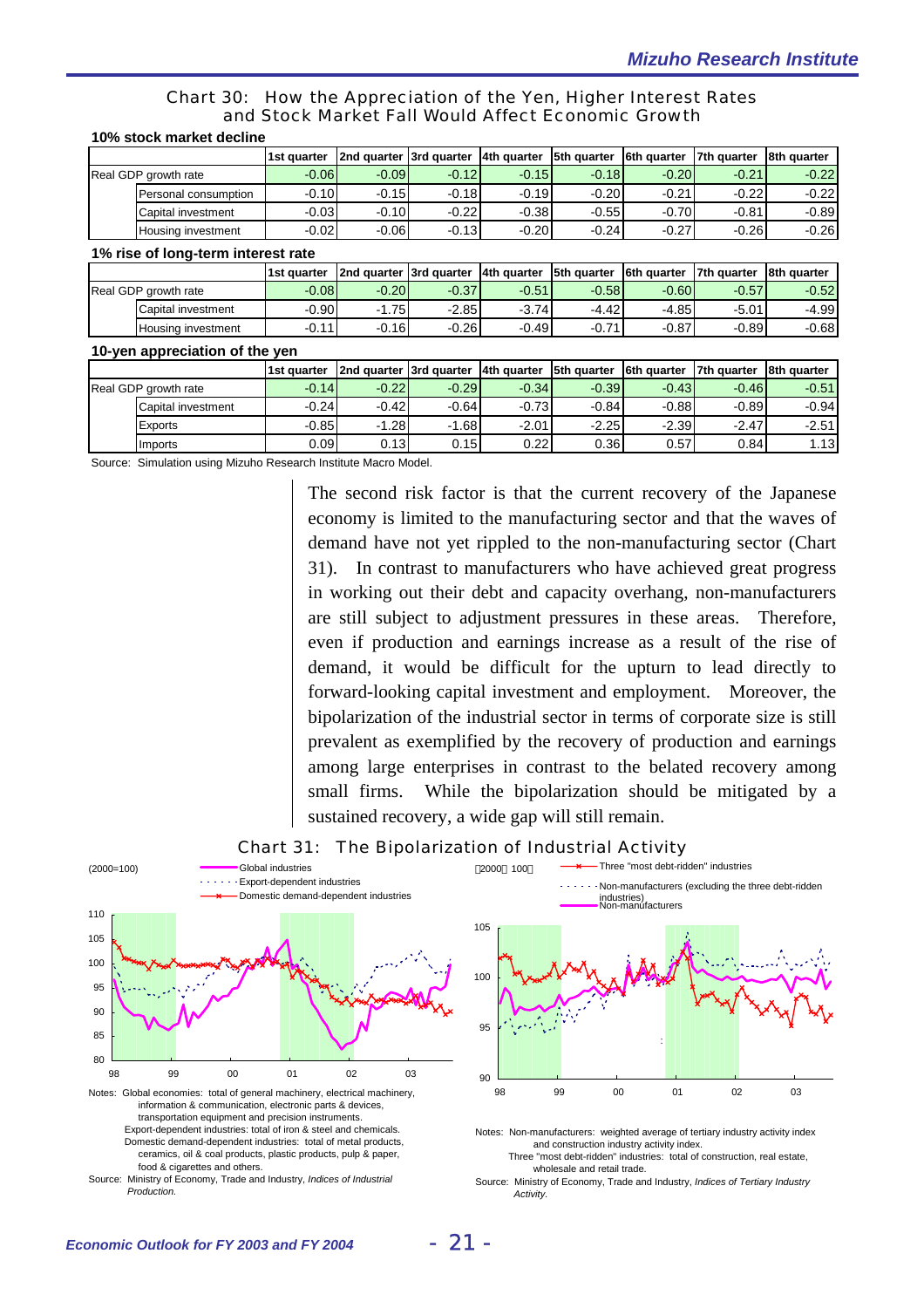Chart 30: How the Appreciation of the Yen, Higher Interest Rates and Stock Market Fall Would Affect Economic Growth

**10% stock market decline**

| | | 1st quarter | 2nd quarter | 3rd quarter | 4th quarter | 5th quarter | 6th quarter | 7th quarter | 8th quarter |
|---|---|---|---|---|---|---|---|---|---|
| Real GDP growth rate | | -0.06 | -0.09 | -0.12 | -0.15 | -0.18 | -0.20 | -0.21 | -0.22 |
| | Personal consumption | -0.10 | -0.15 | -0.18 | -0.19 | -0.20 | -0.21 | -0.22 | -0.22 |
| | Capital investment | -0.03 | -0.10 | -0.22 | -0.38 | -0.55 | -0.70 | -0.81 | -0.89 |
| | Housing investment | -0.02 | -0.06 | -0.13 | -0.20 | -0.24 | -0.27 | -0.26 | -0.26 |

**1% rise of long-term interest rate**

| | | 1st quarter | 2nd quarter | 3rd quarter | 4th quarter | 5th quarter | 6th quarter | 7th quarter | 8th quarter |
|---|---|---|---|---|---|---|---|---|---|
| Real GDP growth rate | | -0.08 | -0.20 | -0.37 | -0.51 | -0.58 | -0.60 | -0.57 | -0.52 |
| | Capital investment | -0.90 | -1.75 | -2.85 | -3.74 | -4.42 | -4.85 | -5.01 | -4.99 |
| | Housing investment | -0.11 | -0.16 | -0.26 | -0.49 | -0.71 | -0.87 | -0.89 | -0.68 |

**10-yen appreciation of the yen**

| | | 1st quarter | 2nd quarter | 3rd quarter | 4th quarter | 5th quarter | 6th quarter | 7th quarter | 8th quarter |
|---|---|---|---|---|---|---|---|---|---|
| Real GDP growth rate | | -0.14 | -0.22 | -0.29 | -0.34 | -0.39 | -0.43 | -0.46 | -0.51 |
| | Capital investment | -0.24 | -0.42 | -0.64 | -0.73 | -0.84 | -0.88 | -0.89 | -0.94 |
| | Exports | -0.85 | -1.28 | -1.68 | -2.01 | -2.25 | -2.39 | -2.47 | -2.51 |
| | Imports | 0.09 | 0.13 | 0.15 | 0.22 | 0.36 | 0.57 | 0.84 | 1.13 |

Source: Simulation using Mizuho Research Institute Macro Model.

The second risk factor is that the current recovery of the Japanese economy is limited to the manufacturing sector and that the waves of demand have not yet rippled to the non-manufacturing sector (Chart 31). In contrast to manufacturers who have achieved great progress in working out their debt and capacity overhang, non-manufacturers are still subject to adjustment pressures in these areas. Therefore, even if production and earnings increase as a result of the rise of demand, it would be difficult for the upturn to lead directly to forward-looking capital investment and employment. Moreover, the bipolarization of the industrial sector in terms of corporate size is still prevalent as exemplified by the recovery of production and earnings among large enterprises in contrast to the belated recovery among small firms. While the bipolarization should be mitigated by a sustained recovery, a wide gap will still remain.

Chart 31: The Bipolarization of Industrial Activity

Notes: Global economies: total of general machinery, electrical machinery, information & communication, electronic parts & devices, transportation equipment and precision instruments.
Export-dependent industries: total of iron & steel and chemicals.
Domestic demand-dependent industries: total of metal products, ceramics, oil & coal products, plastic products, pulp & paper, food & cigarettes and others.
Source: Ministry of Economy, Trade and Industry, *Indices of Industrial Production.*

Notes: Non-manufacturers: weighted average of tertiary industry activity index and construction industry activity index.
Three "most debt-ridden" industries: total of construction, real estate, wholesale and retail trade.
Source: Ministry of Economy, Trade and Industry, *Indices of Tertiary Industry Activity.*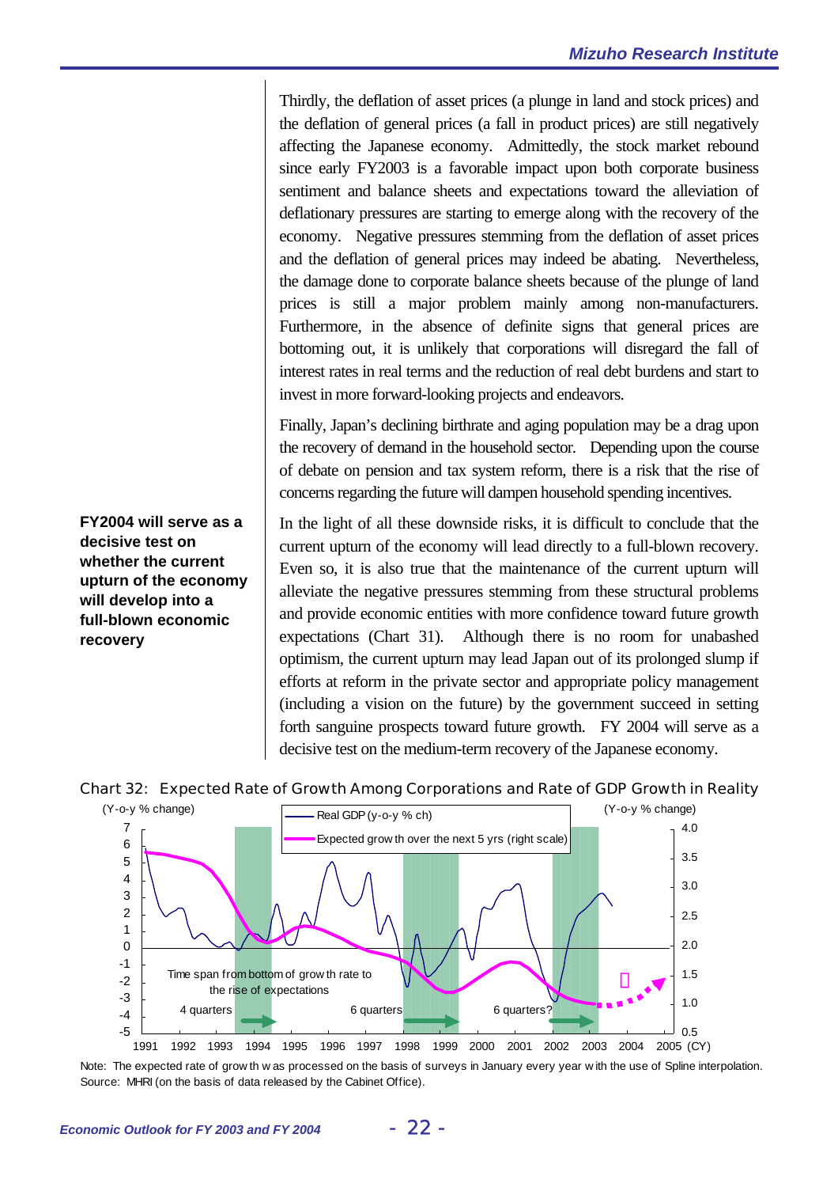Thirdly, the deflation of asset prices (a plunge in land and stock prices) and the deflation of general prices (a fall in product prices) are still negatively affecting the Japanese economy. Admittedly, the stock market rebound since early FY2003 is a favorable impact upon both corporate business sentiment and balance sheets and expectations toward the alleviation of deflationary pressures are starting to emerge along with the recovery of the economy. Negative pressures stemming from the deflation of asset prices and the deflation of general prices may indeed be abating. Nevertheless, the damage done to corporate balance sheets because of the plunge of land prices is still a major problem mainly among non-manufacturers. Furthermore, in the absence of definite signs that general prices are bottoming out, it is unlikely that corporations will disregard the fall of interest rates in real terms and the reduction of real debt burdens and start to invest in more forward-looking projects and endeavors.

Finally, Japan's declining birthrate and aging population may be a drag upon the recovery of demand in the household sector. Depending upon the course of debate on pension and tax system reform, there is a risk that the rise of concerns regarding the future will dampen household spending incentives.

**FY2004 will serve as a decisive test on whether the current upturn of the economy will develop into a full-blown economic recovery**

In the light of all these downside risks, it is difficult to conclude that the current upturn of the economy will lead directly to a full-blown recovery. Even so, it is also true that the maintenance of the current upturn will alleviate the negative pressures stemming from these structural problems and provide economic entities with more confidence toward future growth expectations (Chart 31). Although there is no room for unabashed optimism, the current upturn may lead Japan out of its prolonged slump if efforts at reform in the private sector and appropriate policy management (including a vision on the future) by the government succeed in setting forth sanguine prospects toward future growth. FY 2004 will serve as a decisive test on the medium-term recovery of the Japanese economy.

**Chart 32: Expected Rate of Growth Among Corporations and Rate of GDP Growth in Reality**

(Y-o-y % change) — Real GDP (y-o-y % ch); Expected growth over the next 5 yrs (right scale)

Time span from bottom of growth rate to the rise of expectations: 4 quarters; 6 quarters; 6 quarters?

Note: The expected rate of growth was processed on the basis of surveys in January every year with the use of Spline interpolation.
Source: MHRI (on the basis of data released by the Cabinet Office).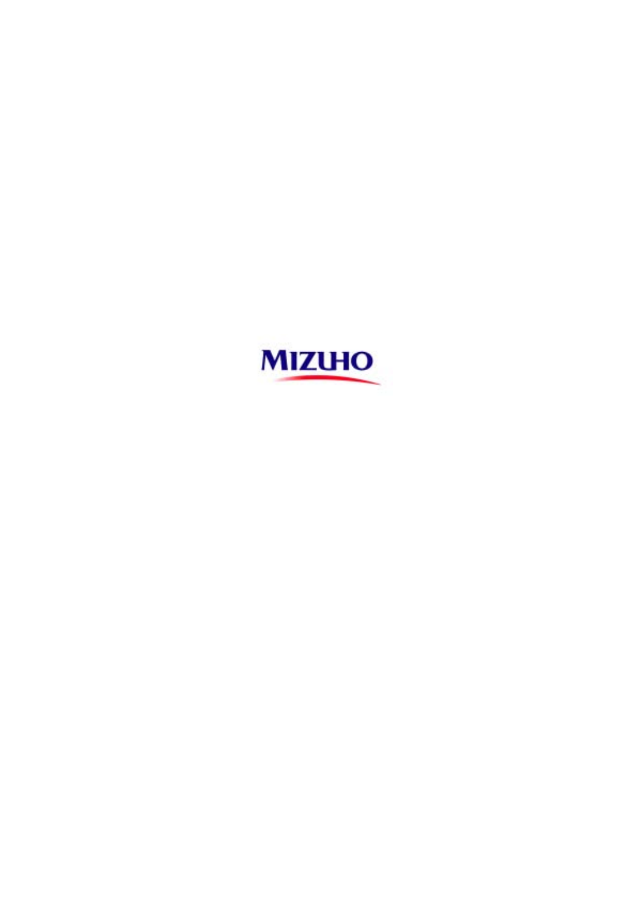MIZUHO